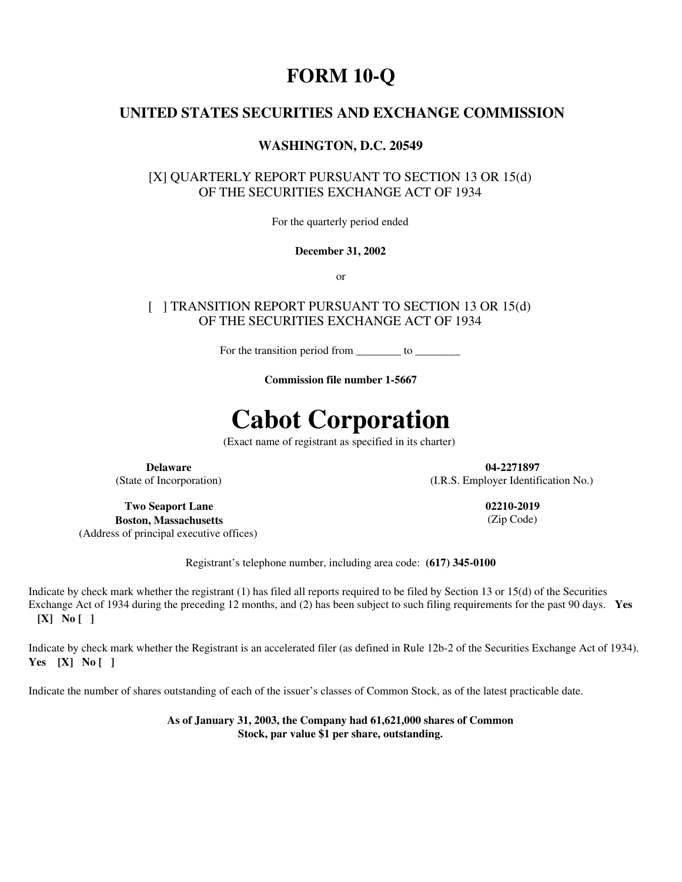# FORM 10-Q

## UNITED STATES SECURITIES AND EXCHANGE COMMISSION

### WASHINGTON, D.C. 20549

[X] QUARTERLY REPORT PURSUANT TO SECTION 13 OR 15(d)
OF THE SECURITIES EXCHANGE ACT OF 1934

For the quarterly period ended

**December 31, 2002**

or

[ ] TRANSITION REPORT PURSUANT TO SECTION 13 OR 15(d)
OF THE SECURITIES EXCHANGE ACT OF 1934

For the transition period from ________ to ________

**Commission file number 1-5667**

# Cabot Corporation

(Exact name of registrant as specified in its charter)

| | |
|---|---|
| **Delaware** | **04-2271897** |
| (State of Incorporation) | (I.R.S. Employer Identification No.) |
| **Two Seaport Lane** | **02210-2019** |
| **Boston, Massachusetts** | (Zip Code) |
| (Address of principal executive offices) | |

Registrant's telephone number, including area code: **(617) 345-0100**

Indicate by check mark whether the registrant (1) has filed all reports required to be filed by Section 13 or 15(d) of the Securities Exchange Act of 1934 during the preceding 12 months, and (2) has been subject to such filing requirements for the past 90 days. **Yes [X] No [ ]**

Indicate by check mark whether the Registrant is an accelerated filer (as defined in Rule 12b-2 of the Securities Exchange Act of 1934). **Yes [X] No [ ]**

Indicate the number of shares outstanding of each of the issuer's classes of Common Stock, as of the latest practicable date.

**As of January 31, 2003, the Company had 61,621,000 shares of Common Stock, par value $1 per share, outstanding.**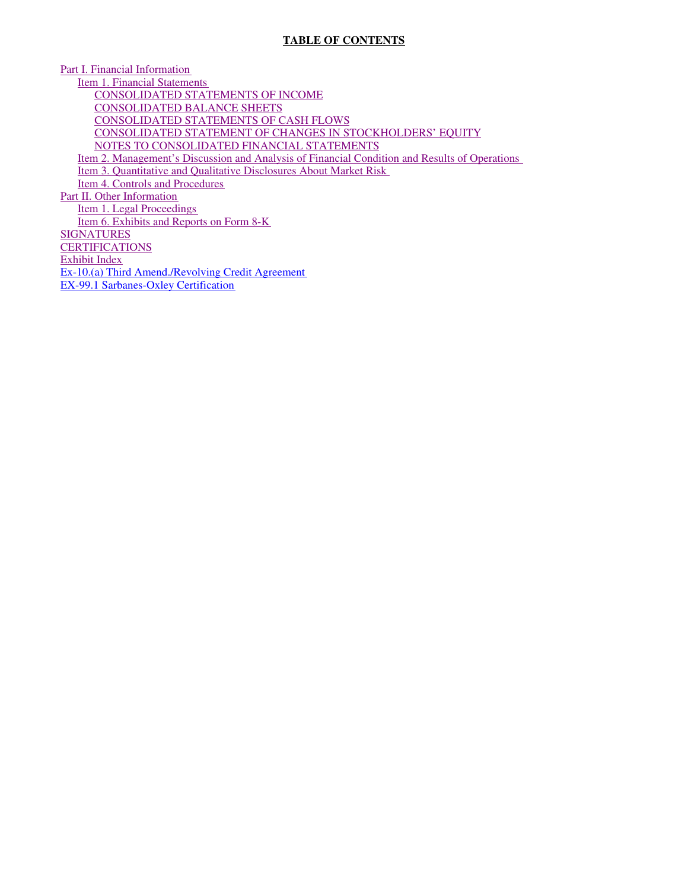## TABLE OF CONTENTS

- Part I. Financial Information
  - Item 1. Financial Statements
    - CONSOLIDATED STATEMENTS OF INCOME
    - CONSOLIDATED BALANCE SHEETS
    - CONSOLIDATED STATEMENTS OF CASH FLOWS
    - CONSOLIDATED STATEMENT OF CHANGES IN STOCKHOLDERS' EQUITY
    - NOTES TO CONSOLIDATED FINANCIAL STATEMENTS
  - Item 2. Management's Discussion and Analysis of Financial Condition and Results of Operations
  - Item 3. Quantitative and Qualitative Disclosures About Market Risk
  - Item 4. Controls and Procedures
- Part II. Other Information
  - Item 1. Legal Proceedings
  - Item 6. Exhibits and Reports on Form 8-K
- SIGNATURES
- CERTIFICATIONS
- Exhibit Index
- Ex-10.(a) Third Amend./Revolving Credit Agreement
- EX-99.1 Sarbanes-Oxley Certification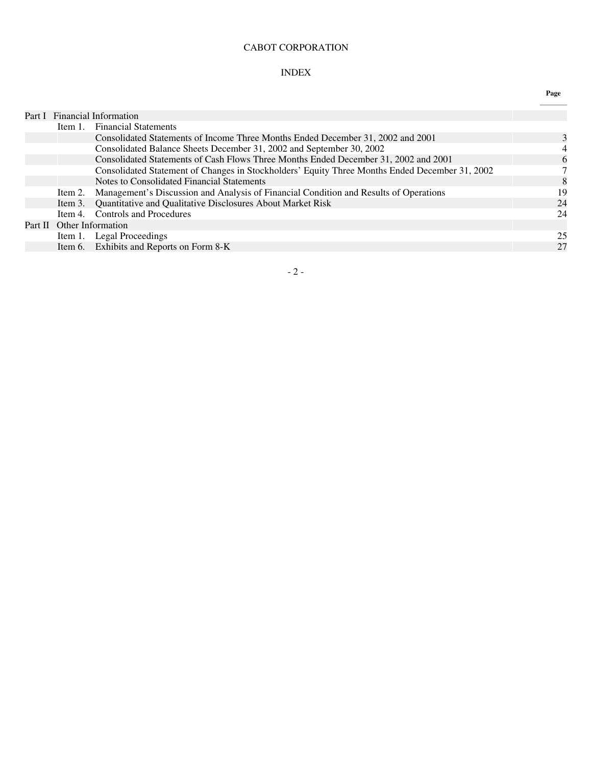# CABOT CORPORATION

## INDEX

| | | | Page |
|---|---|---|---|
| Part I | Financial Information | | |
| | Item 1. | Financial Statements | |
| | | Consolidated Statements of Income Three Months Ended December 31, 2002 and 2001 | 3 |
| | | Consolidated Balance Sheets December 31, 2002 and September 30, 2002 | 4 |
| | | Consolidated Statements of Cash Flows Three Months Ended December 31, 2002 and 2001 | 6 |
| | | Consolidated Statement of Changes in Stockholders' Equity Three Months Ended December 31, 2002 | 7 |
| | | Notes to Consolidated Financial Statements | 8 |
| | Item 2. | Management's Discussion and Analysis of Financial Condition and Results of Operations | 19 |
| | Item 3. | Quantitative and Qualitative Disclosures About Market Risk | 24 |
| | Item 4. | Controls and Procedures | 24 |
| Part II | Other Information | | |
| | Item 1. | Legal Proceedings | 25 |
| | Item 6. | Exhibits and Reports on Form 8-K | 27 |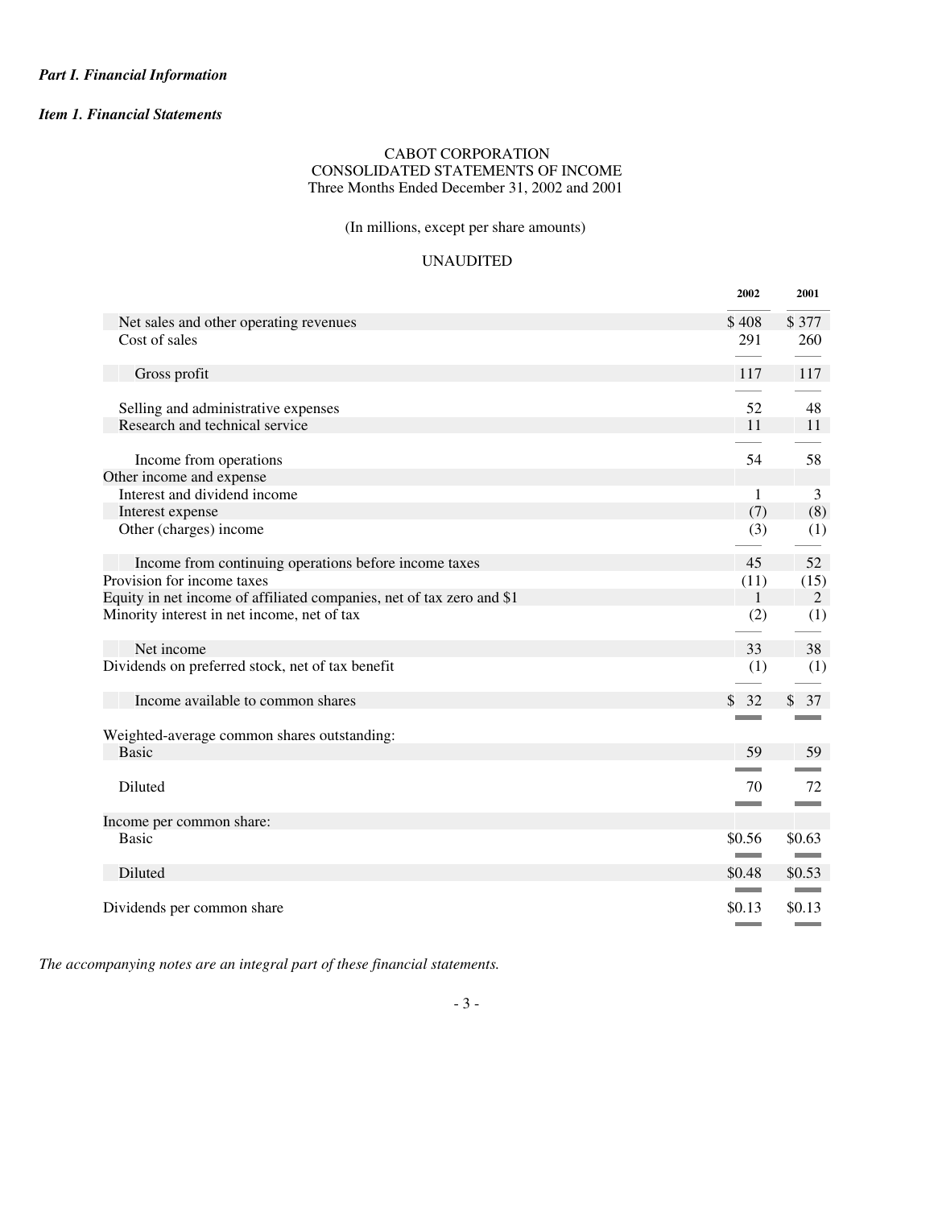*Part I. Financial Information*

*Item 1. Financial Statements*

CABOT CORPORATION
CONSOLIDATED STATEMENTS OF INCOME
Three Months Ended December 31, 2002 and 2001

(In millions, except per share amounts)

UNAUDITED

| | 2002 | 2001 |
|---|---|---|
| Net sales and other operating revenues | $ 408 | $ 377 |
| Cost of sales | 291 | 260 |
| Gross profit | 117 | 117 |
| Selling and administrative expenses | 52 | 48 |
| Research and technical service | 11 | 11 |
| Income from operations | 54 | 58 |
| Other income and expense | | |
| Interest and dividend income | 1 | 3 |
| Interest expense | (7) | (8) |
| Other (charges) income | (3) | (1) |
| Income from continuing operations before income taxes | 45 | 52 |
| Provision for income taxes | (11) | (15) |
| Equity in net income of affiliated companies, net of tax zero and $1 | 1 | 2 |
| Minority interest in net income, net of tax | (2) | (1) |
| Net income | 33 | 38 |
| Dividends on preferred stock, net of tax benefit | (1) | (1) |
| Income available to common shares | $ 32 | $ 37 |
| Weighted-average common shares outstanding: | | |
| Basic | 59 | 59 |
| Diluted | 70 | 72 |
| Income per common share: | | |
| Basic | $0.56 | $0.63 |
| Diluted | $0.48 | $0.53 |
| Dividends per common share | $0.13 | $0.13 |

*The accompanying notes are an integral part of these financial statements.*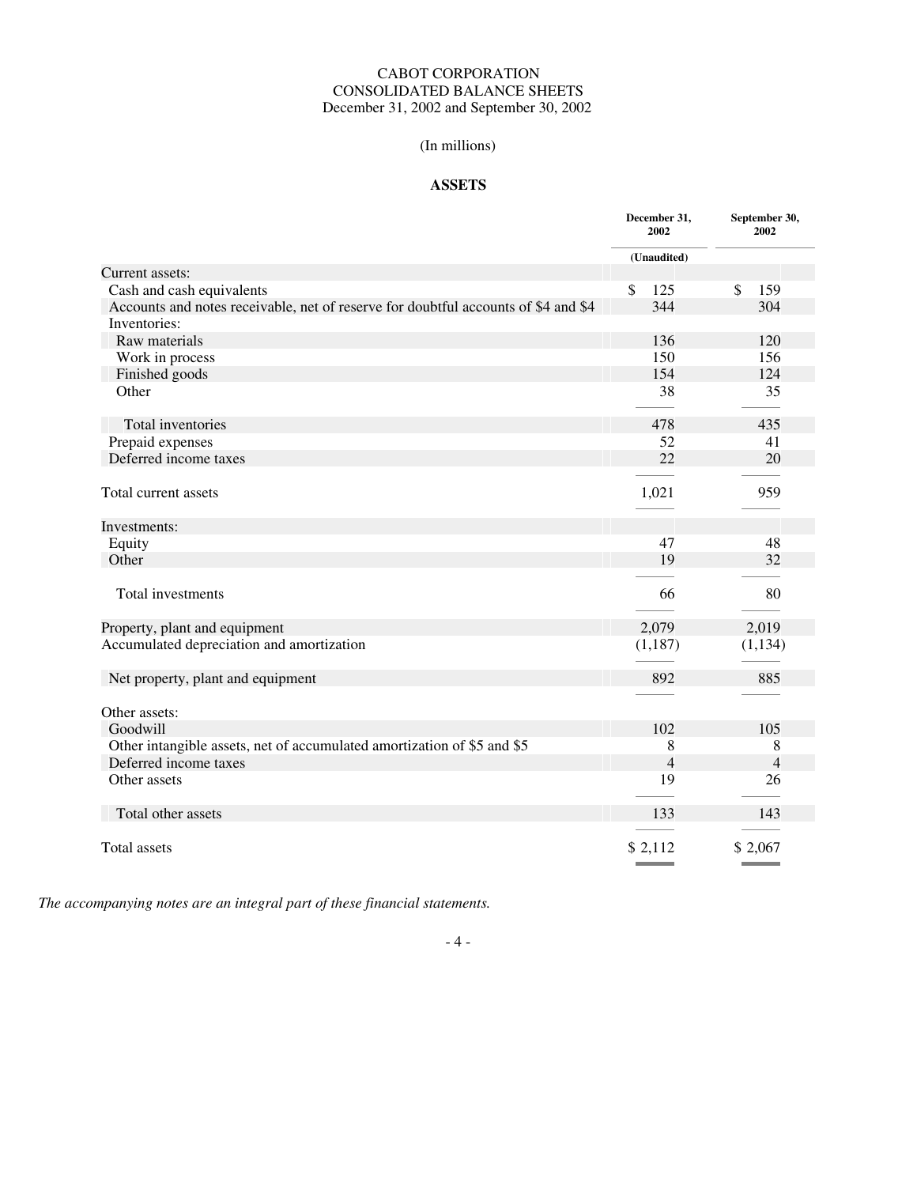# CABOT CORPORATION
# CONSOLIDATED BALANCE SHEETS
December 31, 2002 and September 30, 2002

(In millions)

## ASSETS

| | December 31, 2002 | September 30, 2002 |
|---|---|---|
| | (Unaudited) | |
| Current assets: | | |
| Cash and cash equivalents | $ 125 | $ 159 |
| Accounts and notes receivable, net of reserve for doubtful accounts of $4 and $4 | 344 | 304 |
| Inventories: | | |
| Raw materials | 136 | 120 |
| Work in process | 150 | 156 |
| Finished goods | 154 | 124 |
| Other | 38 | 35 |
| Total inventories | 478 | 435 |
| Prepaid expenses | 52 | 41 |
| Deferred income taxes | 22 | 20 |
| Total current assets | 1,021 | 959 |
| Investments: | | |
| Equity | 47 | 48 |
| Other | 19 | 32 |
| Total investments | 66 | 80 |
| Property, plant and equipment | 2,079 | 2,019 |
| Accumulated depreciation and amortization | (1,187) | (1,134) |
| Net property, plant and equipment | 892 | 885 |
| Other assets: | | |
| Goodwill | 102 | 105 |
| Other intangible assets, net of accumulated amortization of $5 and $5 | 8 | 8 |
| Deferred income taxes | 4 | 4 |
| Other assets | 19 | 26 |
| Total other assets | 133 | 143 |
| Total assets | $ 2,112 | $ 2,067 |

*The accompanying notes are an integral part of these financial statements.*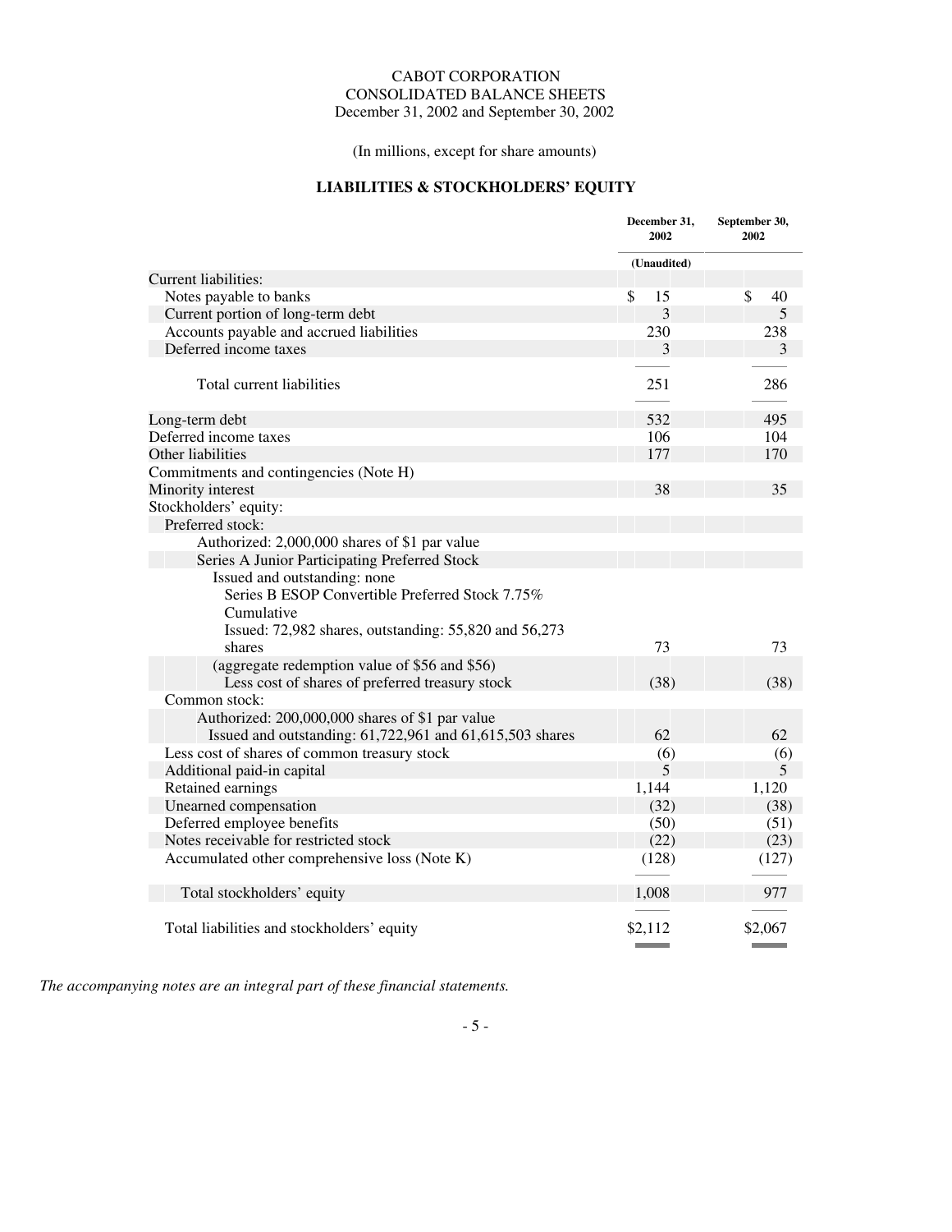CABOT CORPORATION
CONSOLIDATED BALANCE SHEETS
December 31, 2002 and September 30, 2002

(In millions, except for share amounts)

## LIABILITIES & STOCKHOLDERS' EQUITY

| | December 31, 2002 | September 30, 2002 |
|---|---|---|
| | (Unaudited) | |
| Current liabilities: | | |
| Notes payable to banks | $ 15 | $ 40 |
| Current portion of long-term debt | 3 | 5 |
| Accounts payable and accrued liabilities | 230 | 238 |
| Deferred income taxes | 3 | 3 |
| Total current liabilities | 251 | 286 |
| Long-term debt | 532 | 495 |
| Deferred income taxes | 106 | 104 |
| Other liabilities | 177 | 170 |
| Commitments and contingencies (Note H) | | |
| Minority interest | 38 | 35 |
| Stockholders' equity: | | |
| Preferred stock: | | |
| Authorized: 2,000,000 shares of $1 par value | | |
| Series A Junior Participating Preferred Stock | | |
| Issued and outstanding: none | | |
| Series B ESOP Convertible Preferred Stock 7.75% Cumulative | | |
| Issued: 72,982 shares, outstanding: 55,820 and 56,273 shares | 73 | 73 |
| (aggregate redemption value of $56 and $56) | | |
| Less cost of shares of preferred treasury stock | (38) | (38) |
| Common stock: | | |
| Authorized: 200,000,000 shares of $1 par value | | |
| Issued and outstanding: 61,722,961 and 61,615,503 shares | 62 | 62 |
| Less cost of shares of common treasury stock | (6) | (6) |
| Additional paid-in capital | 5 | 5 |
| Retained earnings | 1,144 | 1,120 |
| Unearned compensation | (32) | (38) |
| Deferred employee benefits | (50) | (51) |
| Notes receivable for restricted stock | (22) | (23) |
| Accumulated other comprehensive loss (Note K) | (128) | (127) |
| Total stockholders' equity | 1,008 | 977 |
| Total liabilities and stockholders' equity | $2,112 | $2,067 |

*The accompanying notes are an integral part of these financial statements.*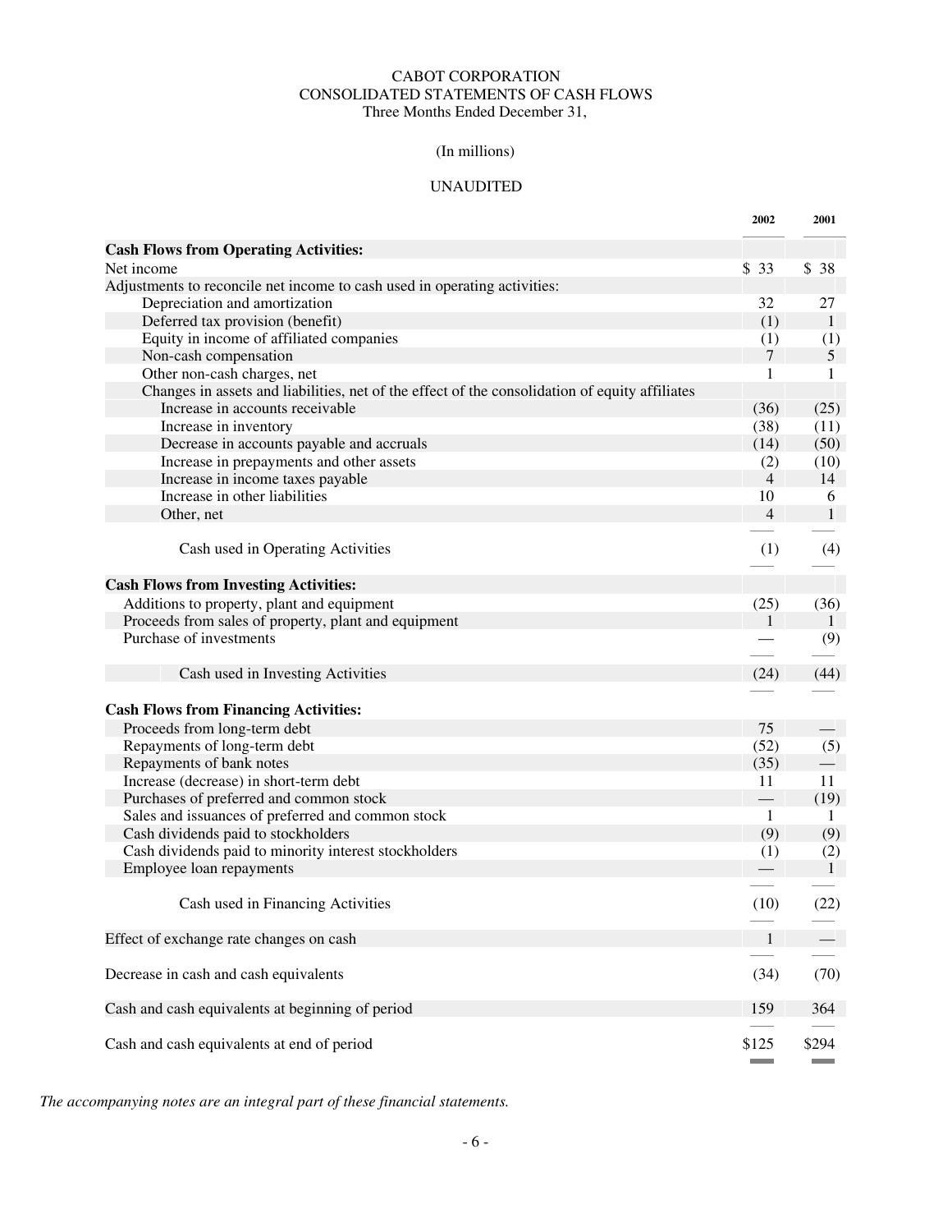CABOT CORPORATION
CONSOLIDATED STATEMENTS OF CASH FLOWS
Three Months Ended December 31,

(In millions)

UNAUDITED

| | 2002 | 2001 |
|---|---|---|
| **Cash Flows from Operating Activities:** | | |
| Net income | $ 33 | $ 38 |
| Adjustments to reconcile net income to cash used in operating activities: | | |
| Depreciation and amortization | 32 | 27 |
| Deferred tax provision (benefit) | (1) | 1 |
| Equity in income of affiliated companies | (1) | (1) |
| Non-cash compensation | 7 | 5 |
| Other non-cash charges, net | 1 | 1 |
| Changes in assets and liabilities, net of the effect of the consolidation of equity affiliates | | |
| Increase in accounts receivable | (36) | (25) |
| Increase in inventory | (38) | (11) |
| Decrease in accounts payable and accruals | (14) | (50) |
| Increase in prepayments and other assets | (2) | (10) |
| Increase in income taxes payable | 4 | 14 |
| Increase in other liabilities | 10 | 6 |
| Other, net | 4 | 1 |
| Cash used in Operating Activities | (1) | (4) |
| **Cash Flows from Investing Activities:** | | |
| Additions to property, plant and equipment | (25) | (36) |
| Proceeds from sales of property, plant and equipment | 1 | 1 |
| Purchase of investments | — | (9) |
| Cash used in Investing Activities | (24) | (44) |
| **Cash Flows from Financing Activities:** | | |
| Proceeds from long-term debt | 75 | — |
| Repayments of long-term debt | (52) | (5) |
| Repayments of bank notes | (35) | — |
| Increase (decrease) in short-term debt | 11 | 11 |
| Purchases of preferred and common stock | — | (19) |
| Sales and issuances of preferred and common stock | 1 | 1 |
| Cash dividends paid to stockholders | (9) | (9) |
| Cash dividends paid to minority interest stockholders | (1) | (2) |
| Employee loan repayments | — | 1 |
| Cash used in Financing Activities | (10) | (22) |
| Effect of exchange rate changes on cash | 1 | — |
| Decrease in cash and cash equivalents | (34) | (70) |
| Cash and cash equivalents at beginning of period | 159 | 364 |
| Cash and cash equivalents at end of period | $125 | $294 |

*The accompanying notes are an integral part of these financial statements.*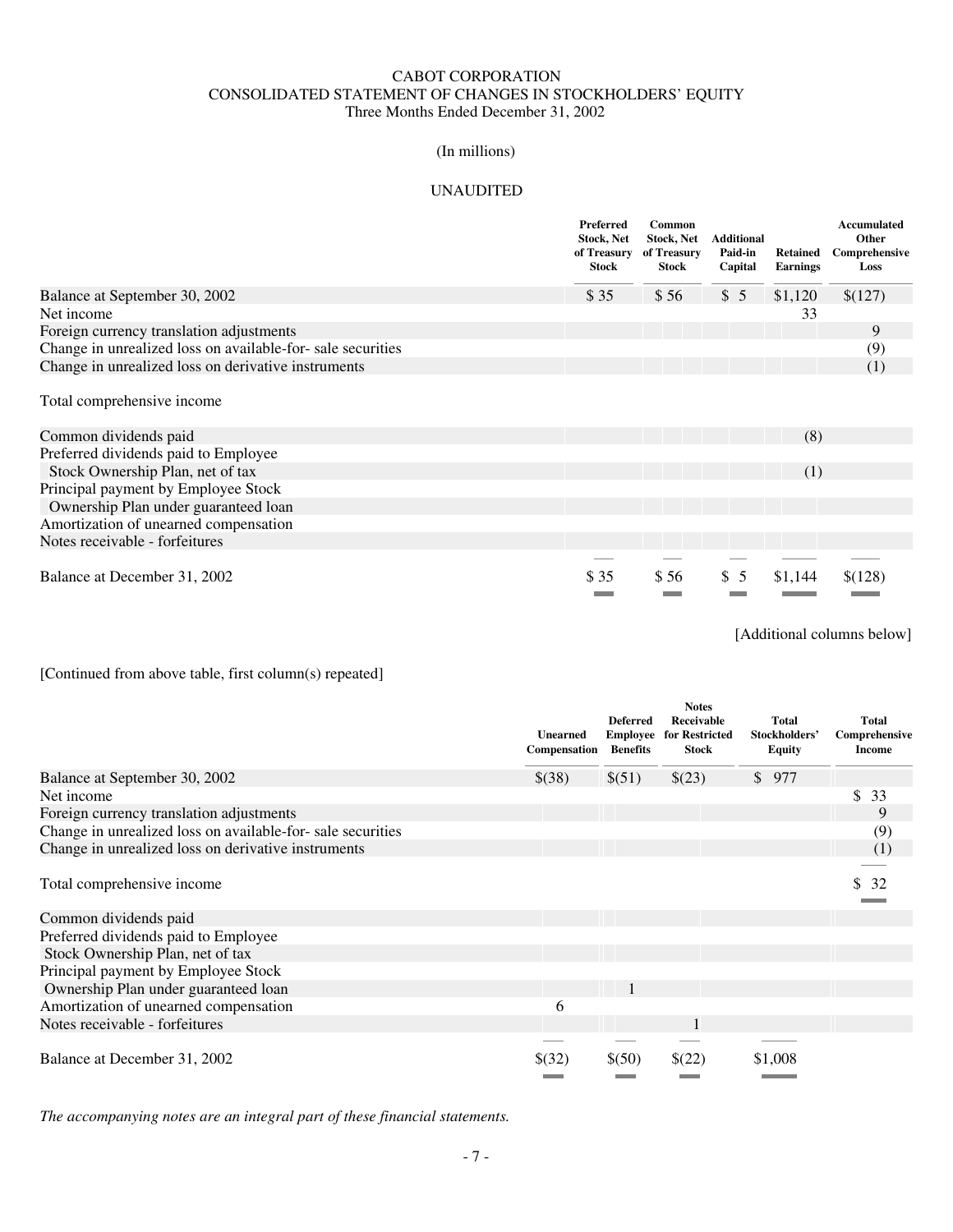CABOT CORPORATION
CONSOLIDATED STATEMENT OF CHANGES IN STOCKHOLDERS' EQUITY
Three Months Ended December 31, 2002

(In millions)

UNAUDITED

| | Preferred Stock, Net of Treasury Stock | Common Stock, Net of Treasury Stock | Additional Paid-in Capital | Retained Earnings | Accumulated Other Comprehensive Loss | Unearned Compensation | Deferred Employee Benefits | Notes Receivable for Restricted Stock | Total Stockholders' Equity | Total Comprehensive Income |
|---|---|---|---|---|---|---|---|---|---|---|
| Balance at September 30, 2002 | $ 35 | $ 56 | $ 5 | $1,120 | $(127) | $(38) | $(51) | $(23) | $ 977 | |
| Net income | | | | 33 | | | | | | $ 33 |
| Foreign currency translation adjustments | | | | | 9 | | | | | 9 |
| Change in unrealized loss on available-for- sale securities | | | | | (9) | | | | | (9) |
| Change in unrealized loss on derivative instruments | | | | | (1) | | | | | (1) |
| Total comprehensive income | | | | | | | | | | $ 32 |
| Common dividends paid | | | | (8) | | | | | | |
| Preferred dividends paid to Employee Stock Ownership Plan, net of tax | | | | (1) | | | | | | |
| Principal payment by Employee Stock Ownership Plan under guaranteed loan | | | | | | | 1 | | | |
| Amortization of unearned compensation | | | | | | 6 | | | | |
| Notes receivable - forfeitures | | | | | | | | 1 | | |
| Balance at December 31, 2002 | $ 35 | $ 56 | $ 5 | $1,144 | $(128) | $(32) | $(50) | $(22) | $1,008 | |

*The accompanying notes are an integral part of these financial statements.*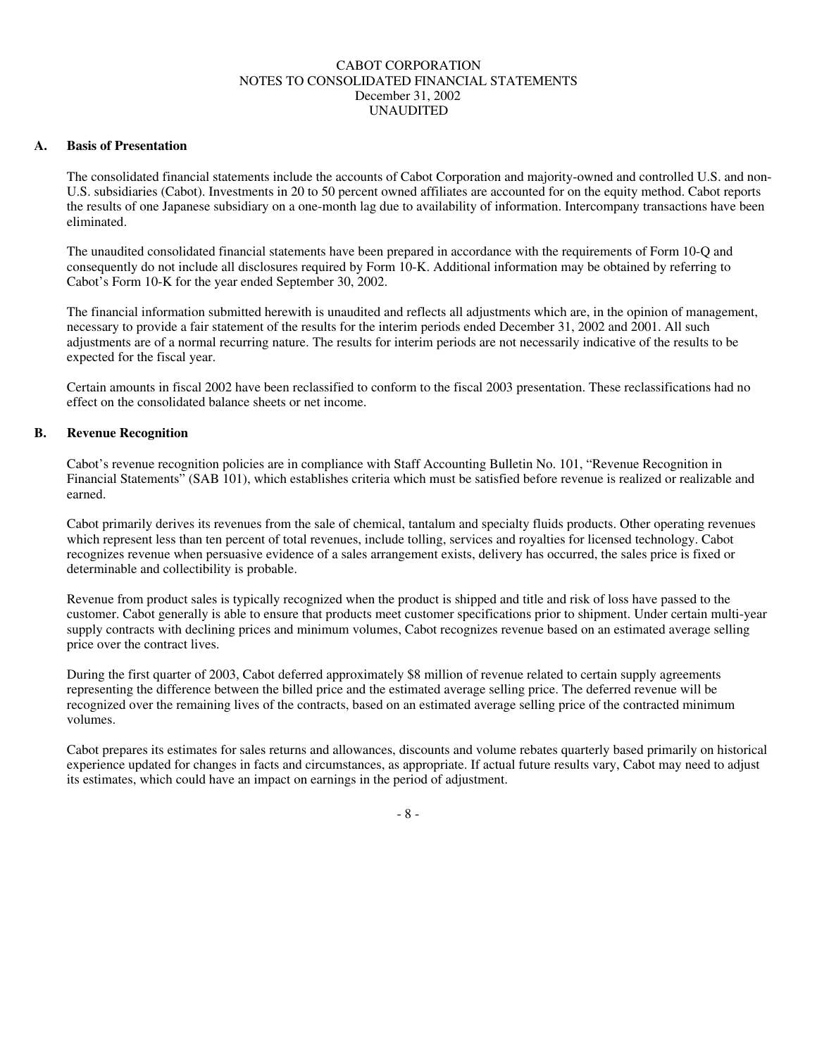CABOT CORPORATION
NOTES TO CONSOLIDATED FINANCIAL STATEMENTS
December 31, 2002
UNAUDITED

## A. Basis of Presentation

The consolidated financial statements include the accounts of Cabot Corporation and majority-owned and controlled U.S. and non-U.S. subsidiaries (Cabot). Investments in 20 to 50 percent owned affiliates are accounted for on the equity method. Cabot reports the results of one Japanese subsidiary on a one-month lag due to availability of information. Intercompany transactions have been eliminated.

The unaudited consolidated financial statements have been prepared in accordance with the requirements of Form 10-Q and consequently do not include all disclosures required by Form 10-K. Additional information may be obtained by referring to Cabot's Form 10-K for the year ended September 30, 2002.

The financial information submitted herewith is unaudited and reflects all adjustments which are, in the opinion of management, necessary to provide a fair statement of the results for the interim periods ended December 31, 2002 and 2001. All such adjustments are of a normal recurring nature. The results for interim periods are not necessarily indicative of the results to be expected for the fiscal year.

Certain amounts in fiscal 2002 have been reclassified to conform to the fiscal 2003 presentation. These reclassifications had no effect on the consolidated balance sheets or net income.

## B. Revenue Recognition

Cabot's revenue recognition policies are in compliance with Staff Accounting Bulletin No. 101, "Revenue Recognition in Financial Statements" (SAB 101), which establishes criteria which must be satisfied before revenue is realized or realizable and earned.

Cabot primarily derives its revenues from the sale of chemical, tantalum and specialty fluids products. Other operating revenues which represent less than ten percent of total revenues, include tolling, services and royalties for licensed technology. Cabot recognizes revenue when persuasive evidence of a sales arrangement exists, delivery has occurred, the sales price is fixed or determinable and collectibility is probable.

Revenue from product sales is typically recognized when the product is shipped and title and risk of loss have passed to the customer. Cabot generally is able to ensure that products meet customer specifications prior to shipment. Under certain multi-year supply contracts with declining prices and minimum volumes, Cabot recognizes revenue based on an estimated average selling price over the contract lives.

During the first quarter of 2003, Cabot deferred approximately $8 million of revenue related to certain supply agreements representing the difference between the billed price and the estimated average selling price. The deferred revenue will be recognized over the remaining lives of the contracts, based on an estimated average selling price of the contracted minimum volumes.

Cabot prepares its estimates for sales returns and allowances, discounts and volume rebates quarterly based primarily on historical experience updated for changes in facts and circumstances, as appropriate. If actual future results vary, Cabot may need to adjust its estimates, which could have an impact on earnings in the period of adjustment.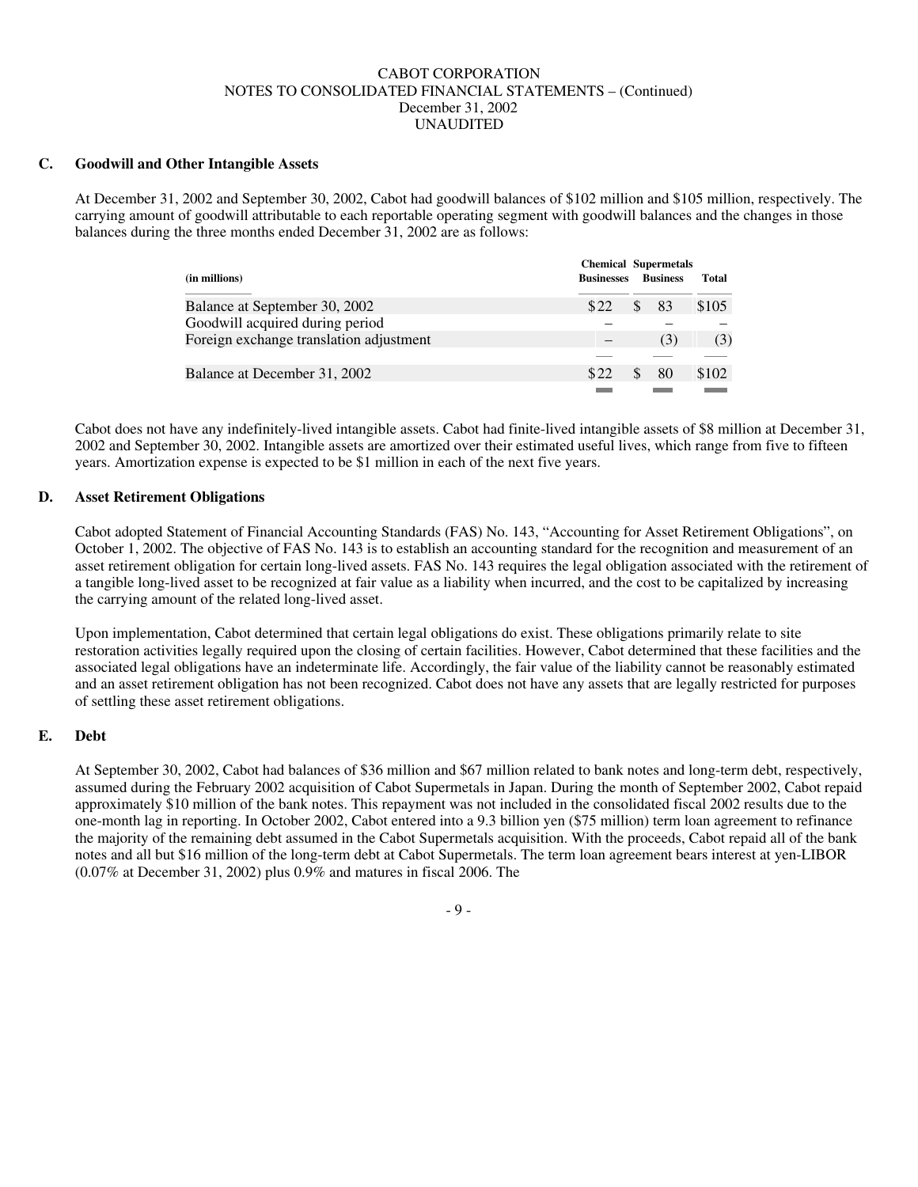CABOT CORPORATION
NOTES TO CONSOLIDATED FINANCIAL STATEMENTS – (Continued)
December 31, 2002
UNAUDITED

### C. Goodwill and Other Intangible Assets

At December 31, 2002 and September 30, 2002, Cabot had goodwill balances of $102 million and $105 million, respectively. The carrying amount of goodwill attributable to each reportable operating segment with goodwill balances and the changes in those balances during the three months ended December 31, 2002 are as follows:

| (in millions) | Chemical Businesses | Supermetals Business | Total |
|---|---|---|---|
| Balance at September 30, 2002 | $22 | $ 83 | $105 |
| Goodwill acquired during period | – | – | – |
| Foreign exchange translation adjustment | – | (3) | (3) |
| Balance at December 31, 2002 | $22 | $ 80 | $102 |

Cabot does not have any indefinitely-lived intangible assets. Cabot had finite-lived intangible assets of $8 million at December 31, 2002 and September 30, 2002. Intangible assets are amortized over their estimated useful lives, which range from five to fifteen years. Amortization expense is expected to be $1 million in each of the next five years.

### D. Asset Retirement Obligations

Cabot adopted Statement of Financial Accounting Standards (FAS) No. 143, "Accounting for Asset Retirement Obligations", on October 1, 2002. The objective of FAS No. 143 is to establish an accounting standard for the recognition and measurement of an asset retirement obligation for certain long-lived assets. FAS No. 143 requires the legal obligation associated with the retirement of a tangible long-lived asset to be recognized at fair value as a liability when incurred, and the cost to be capitalized by increasing the carrying amount of the related long-lived asset.

Upon implementation, Cabot determined that certain legal obligations do exist. These obligations primarily relate to site restoration activities legally required upon the closing of certain facilities. However, Cabot determined that these facilities and the associated legal obligations have an indeterminate life. Accordingly, the fair value of the liability cannot be reasonably estimated and an asset retirement obligation has not been recognized. Cabot does not have any assets that are legally restricted for purposes of settling these asset retirement obligations.

### E. Debt

At September 30, 2002, Cabot had balances of $36 million and $67 million related to bank notes and long-term debt, respectively, assumed during the February 2002 acquisition of Cabot Supermetals in Japan. During the month of September 2002, Cabot repaid approximately $10 million of the bank notes. This repayment was not included in the consolidated fiscal 2002 results due to the one-month lag in reporting. In October 2002, Cabot entered into a 9.3 billion yen ($75 million) term loan agreement to refinance the majority of the remaining debt assumed in the Cabot Supermetals acquisition. With the proceeds, Cabot repaid all of the bank notes and all but $16 million of the long-term debt at Cabot Supermetals. The term loan agreement bears interest at yen-LIBOR (0.07% at December 31, 2002) plus 0.9% and matures in fiscal 2006. The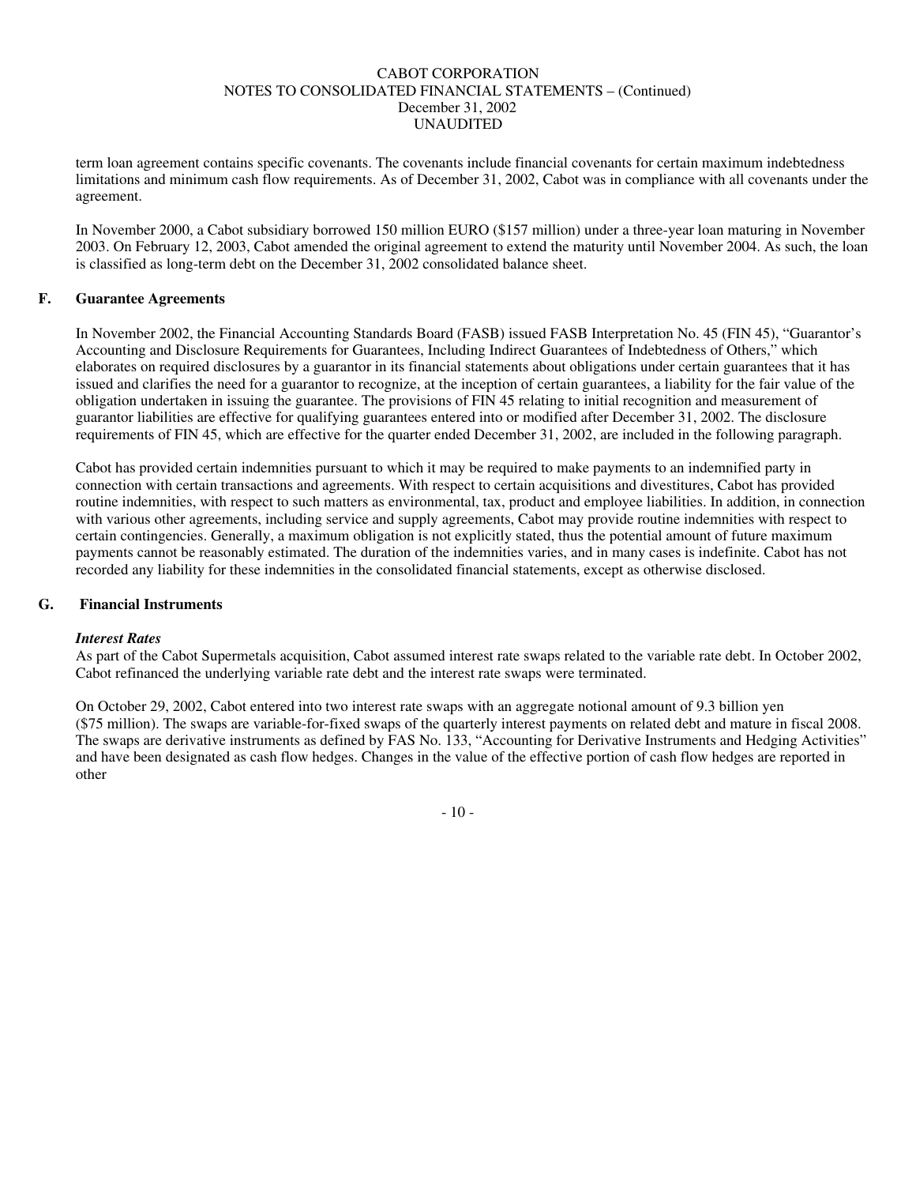term loan agreement contains specific covenants. The covenants include financial covenants for certain maximum indebtedness limitations and minimum cash flow requirements. As of December 31, 2002, Cabot was in compliance with all covenants under the agreement.

In November 2000, a Cabot subsidiary borrowed 150 million EURO ($157 million) under a three-year loan maturing in November 2003. On February 12, 2003, Cabot amended the original agreement to extend the maturity until November 2004. As such, the loan is classified as long-term debt on the December 31, 2002 consolidated balance sheet.

## F. Guarantee Agreements

In November 2002, the Financial Accounting Standards Board (FASB) issued FASB Interpretation No. 45 (FIN 45), "Guarantor's Accounting and Disclosure Requirements for Guarantees, Including Indirect Guarantees of Indebtedness of Others," which elaborates on required disclosures by a guarantor in its financial statements about obligations under certain guarantees that it has issued and clarifies the need for a guarantor to recognize, at the inception of certain guarantees, a liability for the fair value of the obligation undertaken in issuing the guarantee. The provisions of FIN 45 relating to initial recognition and measurement of guarantor liabilities are effective for qualifying guarantees entered into or modified after December 31, 2002. The disclosure requirements of FIN 45, which are effective for the quarter ended December 31, 2002, are included in the following paragraph.

Cabot has provided certain indemnities pursuant to which it may be required to make payments to an indemnified party in connection with certain transactions and agreements. With respect to certain acquisitions and divestitures, Cabot has provided routine indemnities, with respect to such matters as environmental, tax, product and employee liabilities. In addition, in connection with various other agreements, including service and supply agreements, Cabot may provide routine indemnities with respect to certain contingencies. Generally, a maximum obligation is not explicitly stated, thus the potential amount of future maximum payments cannot be reasonably estimated. The duration of the indemnities varies, and in many cases is indefinite. Cabot has not recorded any liability for these indemnities in the consolidated financial statements, except as otherwise disclosed.

## G. Financial Instruments

***Interest Rates***

As part of the Cabot Supermetals acquisition, Cabot assumed interest rate swaps related to the variable rate debt. In October 2002, Cabot refinanced the underlying variable rate debt and the interest rate swaps were terminated.

On October 29, 2002, Cabot entered into two interest rate swaps with an aggregate notional amount of 9.3 billion yen ($75 million). The swaps are variable-for-fixed swaps of the quarterly interest payments on related debt and mature in fiscal 2008. The swaps are derivative instruments as defined by FAS No. 133, "Accounting for Derivative Instruments and Hedging Activities" and have been designated as cash flow hedges. Changes in the value of the effective portion of cash flow hedges are reported in other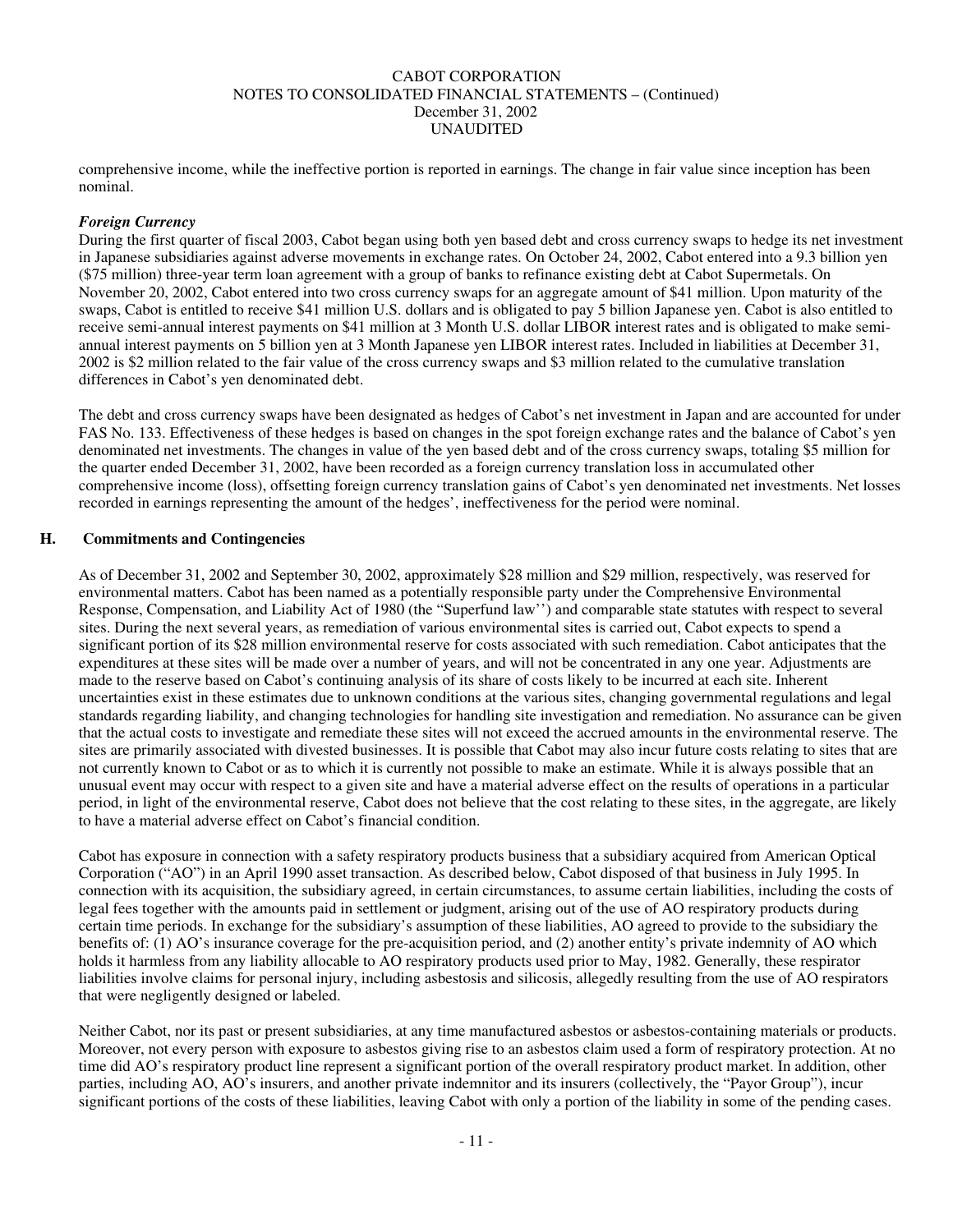comprehensive income, while the ineffective portion is reported in earnings. The change in fair value since inception has been nominal.

***Foreign Currency***

During the first quarter of fiscal 2003, Cabot began using both yen based debt and cross currency swaps to hedge its net investment in Japanese subsidiaries against adverse movements in exchange rates. On October 24, 2002, Cabot entered into a 9.3 billion yen ($75 million) three-year term loan agreement with a group of banks to refinance existing debt at Cabot Supermetals. On November 20, 2002, Cabot entered into two cross currency swaps for an aggregate amount of $41 million. Upon maturity of the swaps, Cabot is entitled to receive $41 million U.S. dollars and is obligated to pay 5 billion Japanese yen. Cabot is also entitled to receive semi-annual interest payments on $41 million at 3 Month U.S. dollar LIBOR interest rates and is obligated to make semi-annual interest payments on 5 billion yen at 3 Month Japanese yen LIBOR interest rates. Included in liabilities at December 31, 2002 is $2 million related to the fair value of the cross currency swaps and $3 million related to the cumulative translation differences in Cabot's yen denominated debt.

The debt and cross currency swaps have been designated as hedges of Cabot's net investment in Japan and are accounted for under FAS No. 133. Effectiveness of these hedges is based on changes in the spot foreign exchange rates and the balance of Cabot's yen denominated net investments. The changes in value of the yen based debt and of the cross currency swaps, totaling $5 million for the quarter ended December 31, 2002, have been recorded as a foreign currency translation loss in accumulated other comprehensive income (loss), offsetting foreign currency translation gains of Cabot's yen denominated net investments. Net losses recorded in earnings representing the amount of the hedges', ineffectiveness for the period were nominal.

## H. Commitments and Contingencies

As of December 31, 2002 and September 30, 2002, approximately $28 million and $29 million, respectively, was reserved for environmental matters. Cabot has been named as a potentially responsible party under the Comprehensive Environmental Response, Compensation, and Liability Act of 1980 (the "Superfund law'') and comparable state statutes with respect to several sites. During the next several years, as remediation of various environmental sites is carried out, Cabot expects to spend a significant portion of its $28 million environmental reserve for costs associated with such remediation. Cabot anticipates that the expenditures at these sites will be made over a number of years, and will not be concentrated in any one year. Adjustments are made to the reserve based on Cabot's continuing analysis of its share of costs likely to be incurred at each site. Inherent uncertainties exist in these estimates due to unknown conditions at the various sites, changing governmental regulations and legal standards regarding liability, and changing technologies for handling site investigation and remediation. No assurance can be given that the actual costs to investigate and remediate these sites will not exceed the accrued amounts in the environmental reserve. The sites are primarily associated with divested businesses. It is possible that Cabot may also incur future costs relating to sites that are not currently known to Cabot or as to which it is currently not possible to make an estimate. While it is always possible that an unusual event may occur with respect to a given site and have a material adverse effect on the results of operations in a particular period, in light of the environmental reserve, Cabot does not believe that the cost relating to these sites, in the aggregate, are likely to have a material adverse effect on Cabot's financial condition.

Cabot has exposure in connection with a safety respiratory products business that a subsidiary acquired from American Optical Corporation ("AO") in an April 1990 asset transaction. As described below, Cabot disposed of that business in July 1995. In connection with its acquisition, the subsidiary agreed, in certain circumstances, to assume certain liabilities, including the costs of legal fees together with the amounts paid in settlement or judgment, arising out of the use of AO respiratory products during certain time periods. In exchange for the subsidiary's assumption of these liabilities, AO agreed to provide to the subsidiary the benefits of: (1) AO's insurance coverage for the pre-acquisition period, and (2) another entity's private indemnity of AO which holds it harmless from any liability allocable to AO respiratory products used prior to May, 1982. Generally, these respirator liabilities involve claims for personal injury, including asbestosis and silicosis, allegedly resulting from the use of AO respirators that were negligently designed or labeled.

Neither Cabot, nor its past or present subsidiaries, at any time manufactured asbestos or asbestos-containing materials or products. Moreover, not every person with exposure to asbestos giving rise to an asbestos claim used a form of respiratory protection. At no time did AO's respiratory product line represent a significant portion of the overall respiratory product market. In addition, other parties, including AO, AO's insurers, and another private indemnitor and its insurers (collectively, the "Payor Group"), incur significant portions of the costs of these liabilities, leaving Cabot with only a portion of the liability in some of the pending cases.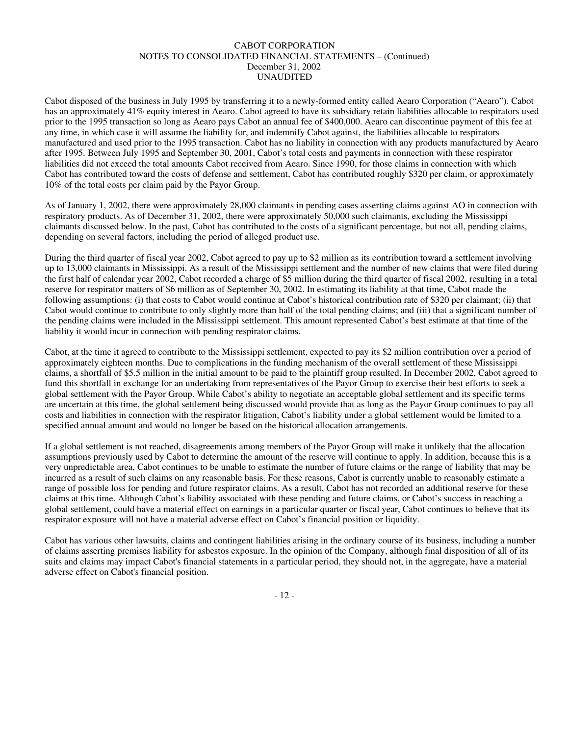Cabot disposed of the business in July 1995 by transferring it to a newly-formed entity called Aearo Corporation ("Aearo"). Cabot has an approximately 41% equity interest in Aearo. Cabot agreed to have its subsidiary retain liabilities allocable to respirators used prior to the 1995 transaction so long as Aearo pays Cabot an annual fee of $400,000. Aearo can discontinue payment of this fee at any time, in which case it will assume the liability for, and indemnify Cabot against, the liabilities allocable to respirators manufactured and used prior to the 1995 transaction. Cabot has no liability in connection with any products manufactured by Aearo after 1995. Between July 1995 and September 30, 2001, Cabot's total costs and payments in connection with these respirator liabilities did not exceed the total amounts Cabot received from Aearo. Since 1990, for those claims in connection with which Cabot has contributed toward the costs of defense and settlement, Cabot has contributed roughly $320 per claim, or approximately 10% of the total costs per claim paid by the Payor Group.

As of January 1, 2002, there were approximately 28,000 claimants in pending cases asserting claims against AO in connection with respiratory products. As of December 31, 2002, there were approximately 50,000 such claimants, excluding the Mississippi claimants discussed below. In the past, Cabot has contributed to the costs of a significant percentage, but not all, pending claims, depending on several factors, including the period of alleged product use.

During the third quarter of fiscal year 2002, Cabot agreed to pay up to $2 million as its contribution toward a settlement involving up to 13,000 claimants in Mississippi. As a result of the Mississippi settlement and the number of new claims that were filed during the first half of calendar year 2002, Cabot recorded a charge of $5 million during the third quarter of fiscal 2002, resulting in a total reserve for respirator matters of $6 million as of September 30, 2002. In estimating its liability at that time, Cabot made the following assumptions: (i) that costs to Cabot would continue at Cabot's historical contribution rate of $320 per claimant; (ii) that Cabot would continue to contribute to only slightly more than half of the total pending claims; and (iii) that a significant number of the pending claims were included in the Mississippi settlement. This amount represented Cabot's best estimate at that time of the liability it would incur in connection with pending respirator claims.

Cabot, at the time it agreed to contribute to the Mississippi settlement, expected to pay its $2 million contribution over a period of approximately eighteen months. Due to complications in the funding mechanism of the overall settlement of these Mississippi claims, a shortfall of $5.5 million in the initial amount to be paid to the plaintiff group resulted. In December 2002, Cabot agreed to fund this shortfall in exchange for an undertaking from representatives of the Payor Group to exercise their best efforts to seek a global settlement with the Payor Group. While Cabot's ability to negotiate an acceptable global settlement and its specific terms are uncertain at this time, the global settlement being discussed would provide that as long as the Payor Group continues to pay all costs and liabilities in connection with the respirator litigation, Cabot's liability under a global settlement would be limited to a specified annual amount and would no longer be based on the historical allocation arrangements.

If a global settlement is not reached, disagreements among members of the Payor Group will make it unlikely that the allocation assumptions previously used by Cabot to determine the amount of the reserve will continue to apply. In addition, because this is a very unpredictable area, Cabot continues to be unable to estimate the number of future claims or the range of liability that may be incurred as a result of such claims on any reasonable basis. For these reasons, Cabot is currently unable to reasonably estimate a range of possible loss for pending and future respirator claims. As a result, Cabot has not recorded an additional reserve for these claims at this time. Although Cabot's liability associated with these pending and future claims, or Cabot's success in reaching a global settlement, could have a material effect on earnings in a particular quarter or fiscal year, Cabot continues to believe that its respirator exposure will not have a material adverse effect on Cabot's financial position or liquidity.

Cabot has various other lawsuits, claims and contingent liabilities arising in the ordinary course of its business, including a number of claims asserting premises liability for asbestos exposure. In the opinion of the Company, although final disposition of all of its suits and claims may impact Cabot's financial statements in a particular period, they should not, in the aggregate, have a material adverse effect on Cabot's financial position.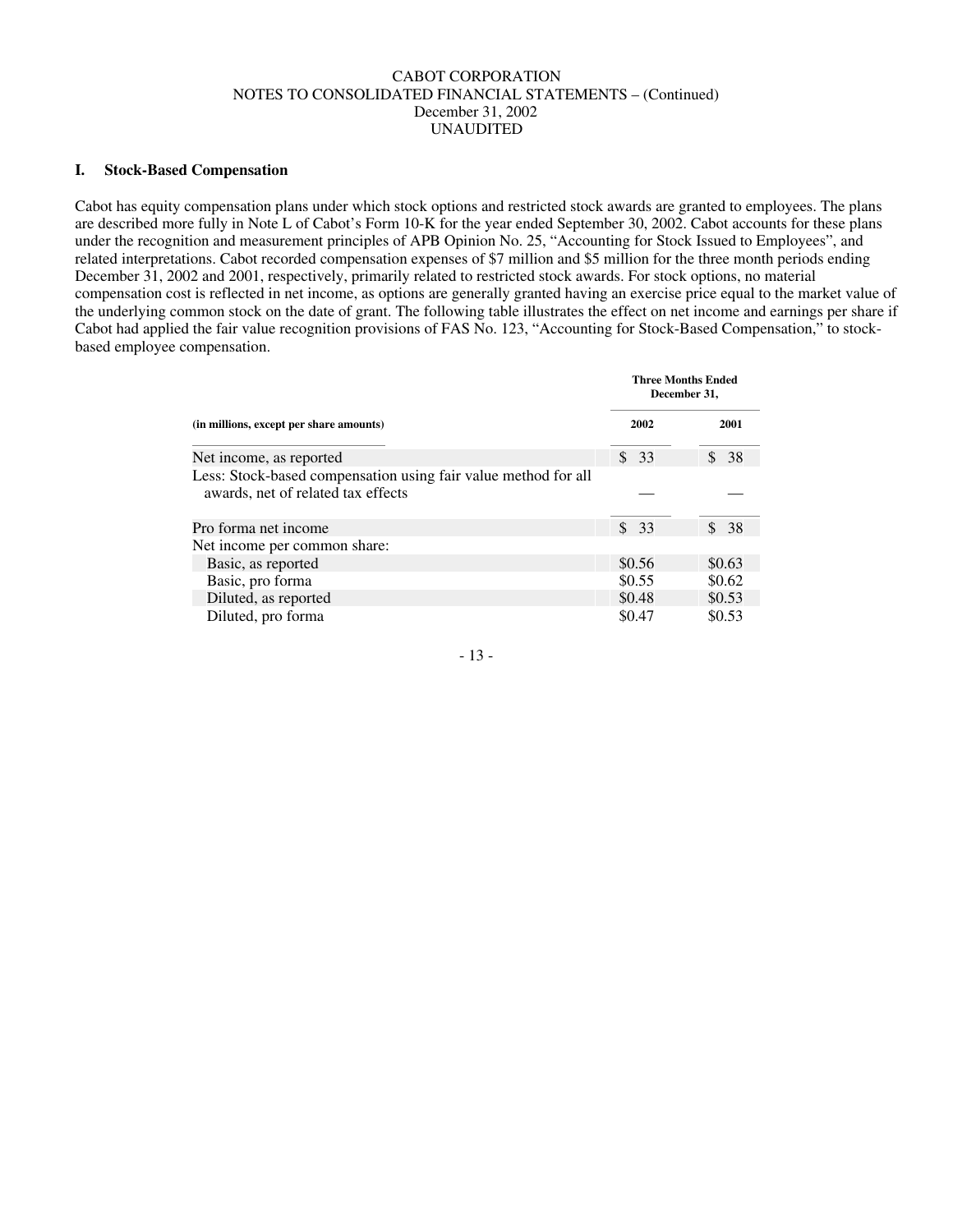CABOT CORPORATION
NOTES TO CONSOLIDATED FINANCIAL STATEMENTS – (Continued)
December 31, 2002
UNAUDITED

## I. Stock-Based Compensation

Cabot has equity compensation plans under which stock options and restricted stock awards are granted to employees. The plans are described more fully in Note L of Cabot's Form 10-K for the year ended September 30, 2002. Cabot accounts for these plans under the recognition and measurement principles of APB Opinion No. 25, "Accounting for Stock Issued to Employees", and related interpretations. Cabot recorded compensation expenses of $7 million and $5 million for the three month periods ending December 31, 2002 and 2001, respectively, primarily related to restricted stock awards. For stock options, no material compensation cost is reflected in net income, as options are generally granted having an exercise price equal to the market value of the underlying common stock on the date of grant. The following table illustrates the effect on net income and earnings per share if Cabot had applied the fair value recognition provisions of FAS No. 123, "Accounting for Stock-Based Compensation," to stock-based employee compensation.

| | Three Months Ended December 31, | |
|---|---|---|
| **(in millions, except per share amounts)** | **2002** | **2001** |
| Net income, as reported | $ 33 | $ 38 |
| Less: Stock-based compensation using fair value method for all awards, net of related tax effects | — | — |
| Pro forma net income | $ 33 | $ 38 |
| Net income per common share: | | |
| Basic, as reported | $0.56 | $0.63 |
| Basic, pro forma | $0.55 | $0.62 |
| Diluted, as reported | $0.48 | $0.53 |
| Diluted, pro forma | $0.47 | $0.53 |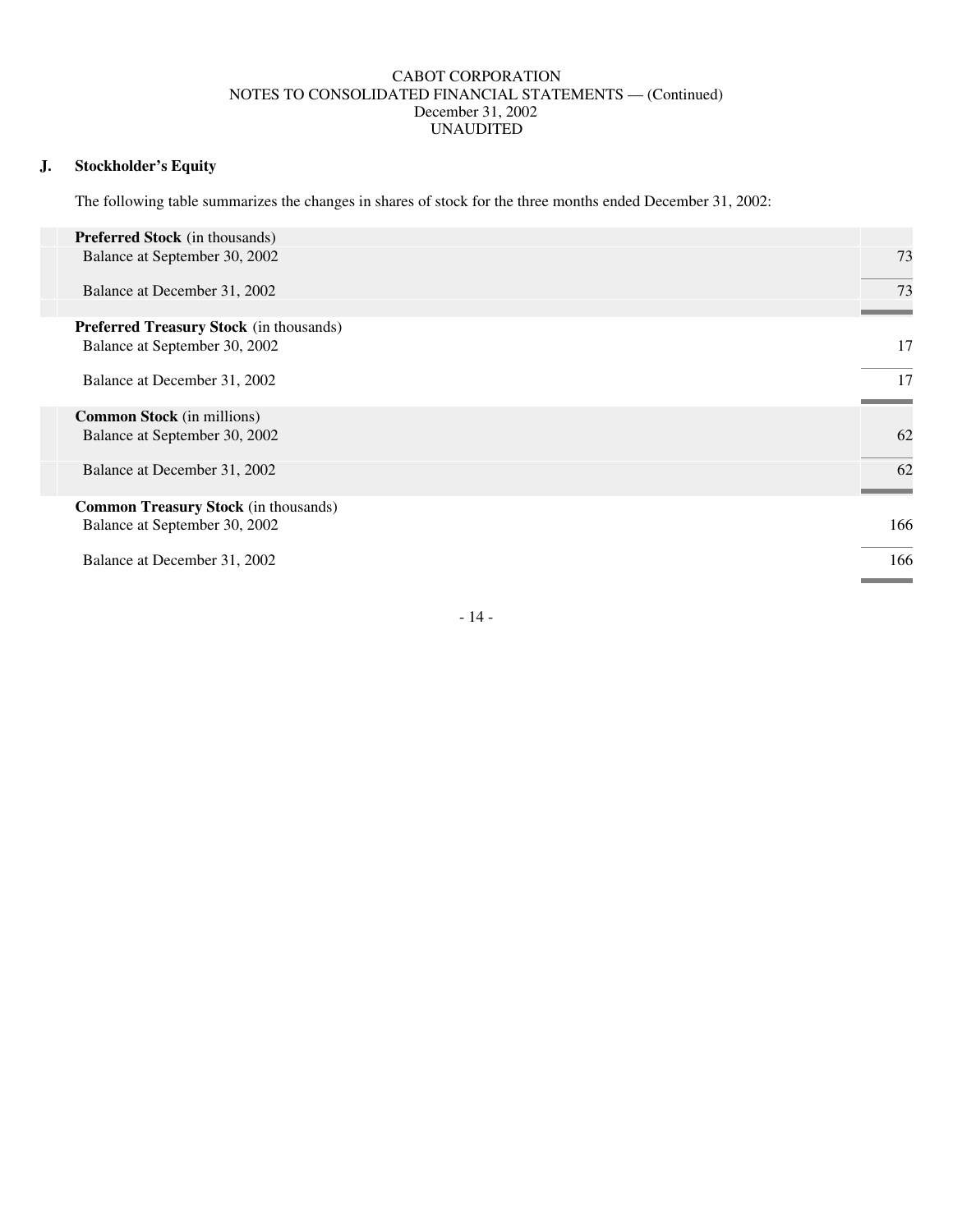CABOT CORPORATION
NOTES TO CONSOLIDATED FINANCIAL STATEMENTS — (Continued)
December 31, 2002
UNAUDITED

## J. Stockholder's Equity

The following table summarizes the changes in shares of stock for the three months ended December 31, 2002:

| | |
|---|---|
| **Preferred Stock** (in thousands) | |
| Balance at September 30, 2002 | 73 |
| Balance at December 31, 2002 | 73 |
| **Preferred Treasury Stock** (in thousands) | |
| Balance at September 30, 2002 | 17 |
| Balance at December 31, 2002 | 17 |
| **Common Stock** (in millions) | |
| Balance at September 30, 2002 | 62 |
| Balance at December 31, 2002 | 62 |
| **Common Treasury Stock** (in thousands) | |
| Balance at September 30, 2002 | 166 |
| Balance at December 31, 2002 | 166 |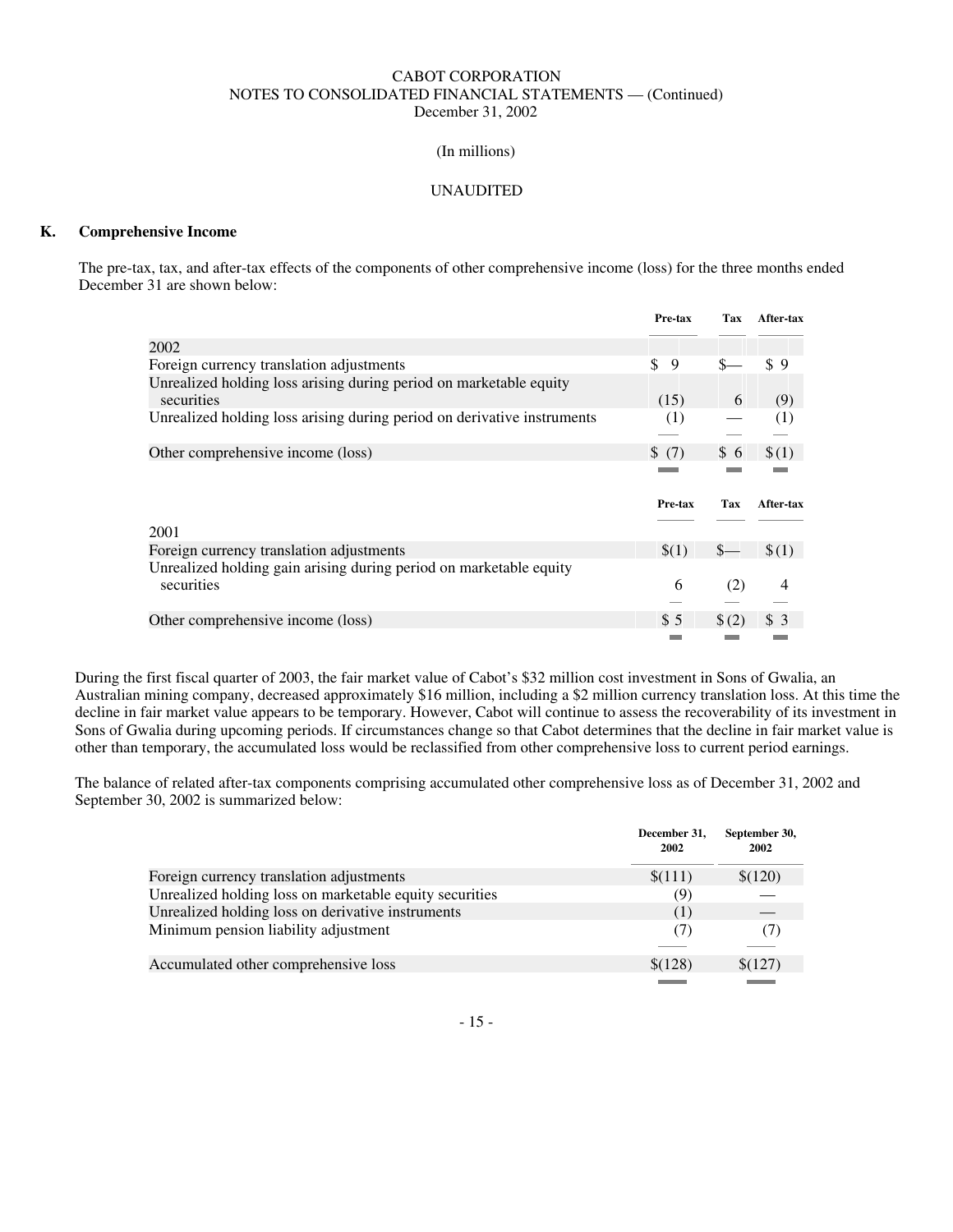CABOT CORPORATION
NOTES TO CONSOLIDATED FINANCIAL STATEMENTS — (Continued)
December 31, 2002

(In millions)

UNAUDITED

**K. Comprehensive Income**

The pre-tax, tax, and after-tax effects of the components of other comprehensive income (loss) for the three months ended December 31 are shown below:

| | Pre-tax | Tax | After-tax |
|---|---|---|---|
| 2002 | | | |
| Foreign currency translation adjustments | $ 9 | $— | $ 9 |
| Unrealized holding loss arising during period on marketable equity securities | (15) | 6 | (9) |
| Unrealized holding loss arising during period on derivative instruments | (1) | — | (1) |
| Other comprehensive income (loss) | $ (7) | $ 6 | $ (1) |

| | Pre-tax | Tax | After-tax |
|---|---|---|---|
| 2001 | | | |
| Foreign currency translation adjustments | $(1) | $— | $ (1) |
| Unrealized holding gain arising during period on marketable equity securities | 6 | (2) | 4 |
| Other comprehensive income (loss) | $ 5 | $ (2) | $ 3 |

During the first fiscal quarter of 2003, the fair market value of Cabot's $32 million cost investment in Sons of Gwalia, an Australian mining company, decreased approximately $16 million, including a $2 million currency translation loss. At this time the decline in fair market value appears to be temporary. However, Cabot will continue to assess the recoverability of its investment in Sons of Gwalia during upcoming periods. If circumstances change so that Cabot determines that the decline in fair market value is other than temporary, the accumulated loss would be reclassified from other comprehensive loss to current period earnings.

The balance of related after-tax components comprising accumulated other comprehensive loss as of December 31, 2002 and September 30, 2002 is summarized below:

| | December 31, 2002 | September 30, 2002 |
|---|---|---|
| Foreign currency translation adjustments | $(111) | $(120) |
| Unrealized holding loss on marketable equity securities | (9) | — |
| Unrealized holding loss on derivative instruments | (1) | — |
| Minimum pension liability adjustment | (7) | (7) |
| Accumulated other comprehensive loss | $(128) | $(127) |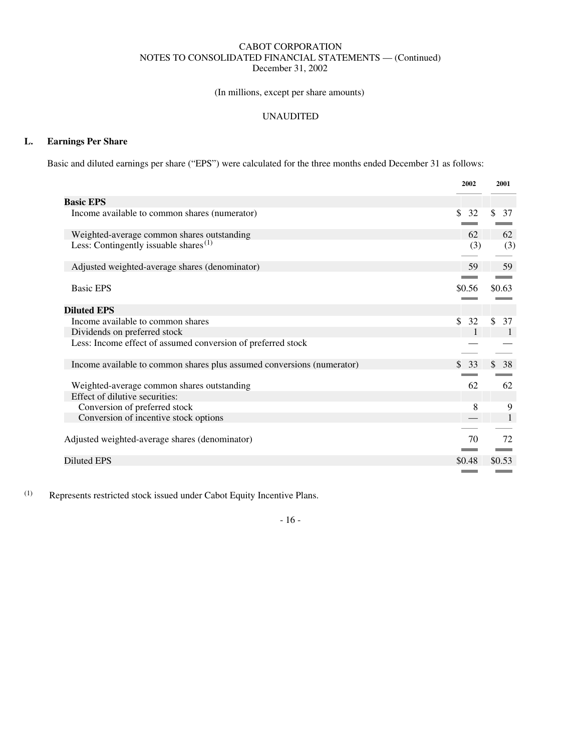CABOT CORPORATION
NOTES TO CONSOLIDATED FINANCIAL STATEMENTS — (Continued)
December 31, 2002

(In millions, except per share amounts)

UNAUDITED

## L. Earnings Per Share

Basic and diluted earnings per share (“EPS”) were calculated for the three months ended December 31 as follows:

| | 2002 | 2001 |
|---|---|---|
| **Basic EPS** | | |
| Income available to common shares (numerator) | $ 32 | $ 37 |
| Weighted-average common shares outstanding | 62 | 62 |
| Less: Contingently issuable shares[(1)] | (3) | (3) |
| Adjusted weighted-average shares (denominator) | 59 | 59 |
| Basic EPS | $0.56 | $0.63 |
| **Diluted EPS** | | |
| Income available to common shares | $ 32 | $ 37 |
| Dividends on preferred stock | 1 | 1 |
| Less: Income effect of assumed conversion of preferred stock | — | — |
| Income available to common shares plus assumed conversions (numerator) | $ 33 | $ 38 |
| Weighted-average common shares outstanding | 62 | 62 |
| Effect of dilutive securities: | | |
| Conversion of preferred stock | 8 | 9 |
| Conversion of incentive stock options | — | 1 |
| Adjusted weighted-average shares (denominator) | 70 | 72 |
| Diluted EPS | $0.48 | $0.53 |

(1) Represents restricted stock issued under Cabot Equity Incentive Plans.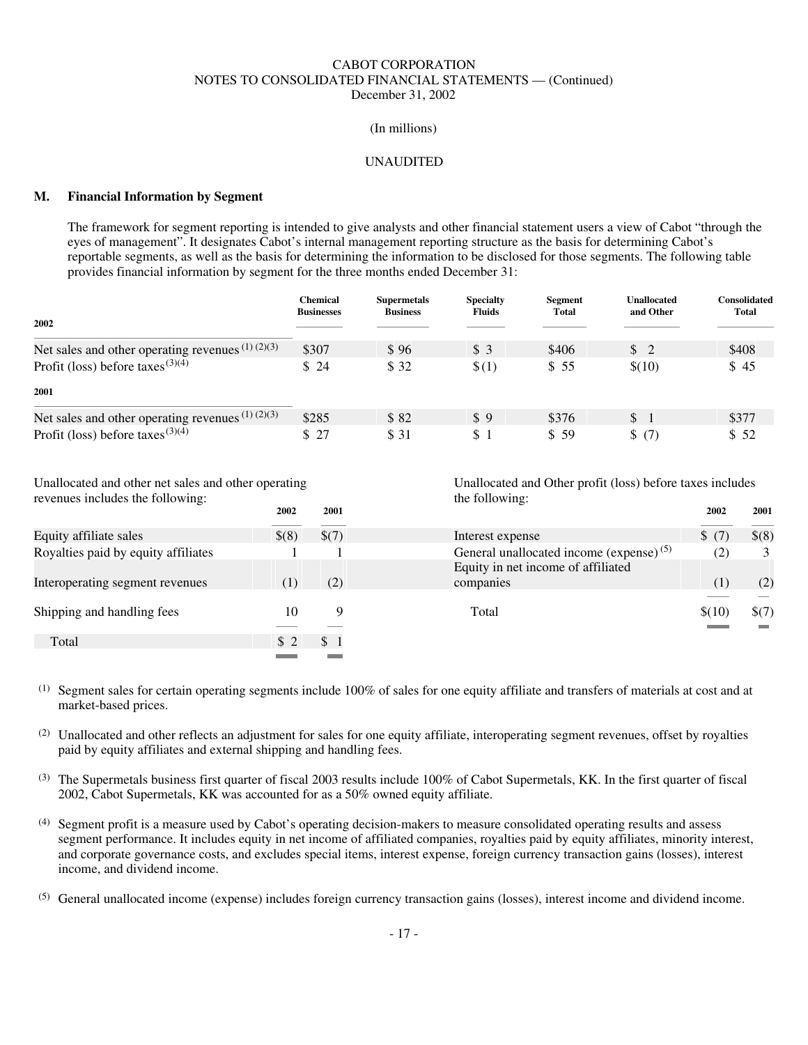CABOT CORPORATION
NOTES TO CONSOLIDATED FINANCIAL STATEMENTS — (Continued)
December 31, 2002

(In millions)

UNAUDITED

## M. Financial Information by Segment

The framework for segment reporting is intended to give analysts and other financial statement users a view of Cabot "through the eyes of management". It designates Cabot's internal management reporting structure as the basis for determining Cabot's reportable segments, as well as the basis for determining the information to be disclosed for those segments. The following table provides financial information by segment for the three months ended December 31:

| | Chemical Businesses | Supermetals Business | Specialty Fluids | Segment Total | Unallocated and Other | Consolidated Total |
|---|---|---|---|---|---|---|
| **2002** | | | | | | |
| Net sales and other operating revenues [1][2][3] | $307 | $ 96 | $ 3 | $406 | $ 2 | $408 |
| Profit (loss) before taxes [3][4] | $ 24 | $ 32 | $(1) | $ 55 | $(10) | $ 45 |
| **2001** | | | | | | |
| Net sales and other operating revenues [1][2][3] | $285 | $ 82 | $ 9 | $376 | $ 1 | $377 |
| Profit (loss) before taxes [3][4] | $ 27 | $ 31 | $ 1 | $ 59 | $ (7) | $ 52 |

Unallocated and other net sales and other operating revenues includes the following:

| | 2002 | 2001 |
|---|---|---|
| Equity affiliate sales | $(8) | $(7) |
| Royalties paid by equity affiliates | 1 | 1 |
| Interoperating segment revenues | (1) | (2) |
| Shipping and handling fees | 10 | 9 |
| Total | $ 2 | $ 1 |

Unallocated and Other profit (loss) before taxes includes the following:

| | 2002 | 2001 |
|---|---|---|
| Interest expense | $ (7) | $(8) |
| General unallocated income (expense) [5] | (2) | 3 |
| Equity in net income of affiliated companies | (1) | (2) |
| Total | $(10) | $(7) |

(1) Segment sales for certain operating segments include 100% of sales for one equity affiliate and transfers of materials at cost and at market-based prices.

(2) Unallocated and other reflects an adjustment for sales for one equity affiliate, interoperating segment revenues, offset by royalties paid by equity affiliates and external shipping and handling fees.

(3) The Supermetals business first quarter of fiscal 2003 results include 100% of Cabot Supermetals, KK. In the first quarter of fiscal 2002, Cabot Supermetals, KK was accounted for as a 50% owned equity affiliate.

(4) Segment profit is a measure used by Cabot's operating decision-makers to measure consolidated operating results and assess segment performance. It includes equity in net income of affiliated companies, royalties paid by equity affiliates, minority interest, and corporate governance costs, and excludes special items, interest expense, foreign currency transaction gains (losses), interest income, and dividend income.

(5) General unallocated income (expense) includes foreign currency transaction gains (losses), interest income and dividend income.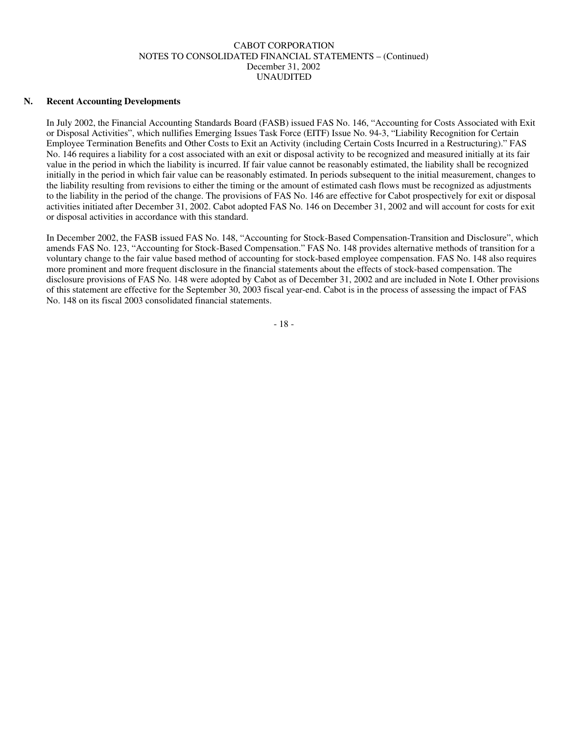## N. Recent Accounting Developments

In July 2002, the Financial Accounting Standards Board (FASB) issued FAS No. 146, "Accounting for Costs Associated with Exit or Disposal Activities", which nullifies Emerging Issues Task Force (EITF) Issue No. 94-3, "Liability Recognition for Certain Employee Termination Benefits and Other Costs to Exit an Activity (including Certain Costs Incurred in a Restructuring)." FAS No. 146 requires a liability for a cost associated with an exit or disposal activity to be recognized and measured initially at its fair value in the period in which the liability is incurred. If fair value cannot be reasonably estimated, the liability shall be recognized initially in the period in which fair value can be reasonably estimated. In periods subsequent to the initial measurement, changes to the liability resulting from revisions to either the timing or the amount of estimated cash flows must be recognized as adjustments to the liability in the period of the change. The provisions of FAS No. 146 are effective for Cabot prospectively for exit or disposal activities initiated after December 31, 2002. Cabot adopted FAS No. 146 on December 31, 2002 and will account for costs for exit or disposal activities in accordance with this standard.

In December 2002, the FASB issued FAS No. 148, "Accounting for Stock-Based Compensation-Transition and Disclosure", which amends FAS No. 123, "Accounting for Stock-Based Compensation." FAS No. 148 provides alternative methods of transition for a voluntary change to the fair value based method of accounting for stock-based employee compensation. FAS No. 148 also requires more prominent and more frequent disclosure in the financial statements about the effects of stock-based compensation. The disclosure provisions of FAS No. 148 were adopted by Cabot as of December 31, 2002 and are included in Note I. Other provisions of this statement are effective for the September 30, 2003 fiscal year-end. Cabot is in the process of assessing the impact of FAS No. 148 on its fiscal 2003 consolidated financial statements.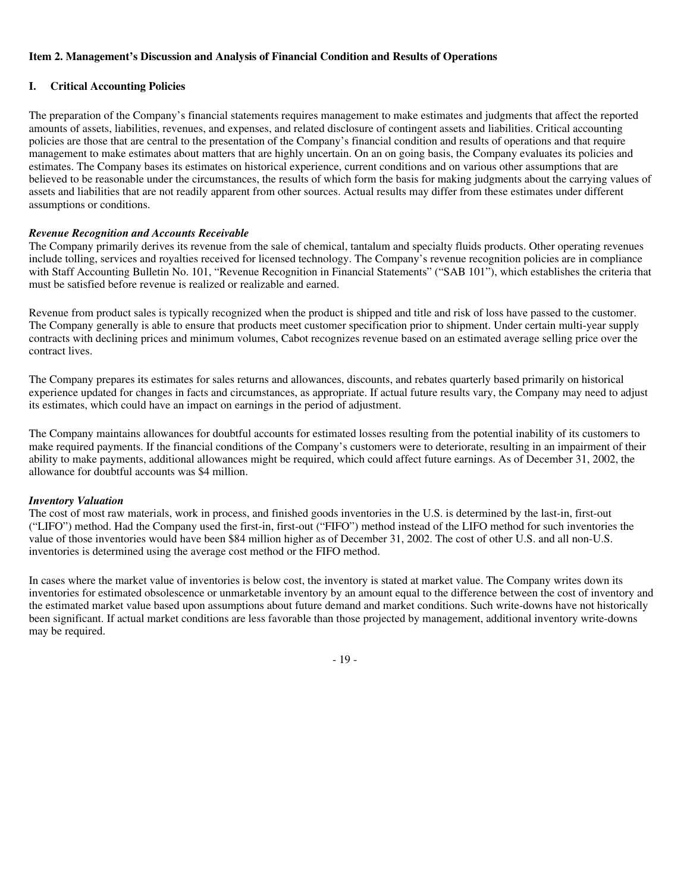**Item 2. Management's Discussion and Analysis of Financial Condition and Results of Operations**

## I. Critical Accounting Policies

The preparation of the Company's financial statements requires management to make estimates and judgments that affect the reported amounts of assets, liabilities, revenues, and expenses, and related disclosure of contingent assets and liabilities. Critical accounting policies are those that are central to the presentation of the Company's financial condition and results of operations and that require management to make estimates about matters that are highly uncertain. On an on going basis, the Company evaluates its policies and estimates. The Company bases its estimates on historical experience, current conditions and on various other assumptions that are believed to be reasonable under the circumstances, the results of which form the basis for making judgments about the carrying values of assets and liabilities that are not readily apparent from other sources. Actual results may differ from these estimates under different assumptions or conditions.

***Revenue Recognition and Accounts Receivable***

The Company primarily derives its revenue from the sale of chemical, tantalum and specialty fluids products. Other operating revenues include tolling, services and royalties received for licensed technology. The Company's revenue recognition policies are in compliance with Staff Accounting Bulletin No. 101, "Revenue Recognition in Financial Statements" ("SAB 101"), which establishes the criteria that must be satisfied before revenue is realized or realizable and earned.

Revenue from product sales is typically recognized when the product is shipped and title and risk of loss have passed to the customer. The Company generally is able to ensure that products meet customer specification prior to shipment. Under certain multi-year supply contracts with declining prices and minimum volumes, Cabot recognizes revenue based on an estimated average selling price over the contract lives.

The Company prepares its estimates for sales returns and allowances, discounts, and rebates quarterly based primarily on historical experience updated for changes in facts and circumstances, as appropriate. If actual future results vary, the Company may need to adjust its estimates, which could have an impact on earnings in the period of adjustment.

The Company maintains allowances for doubtful accounts for estimated losses resulting from the potential inability of its customers to make required payments. If the financial conditions of the Company's customers were to deteriorate, resulting in an impairment of their ability to make payments, additional allowances might be required, which could affect future earnings. As of December 31, 2002, the allowance for doubtful accounts was $4 million.

***Inventory Valuation***

The cost of most raw materials, work in process, and finished goods inventories in the U.S. is determined by the last-in, first-out ("LIFO") method. Had the Company used the first-in, first-out ("FIFO") method instead of the LIFO method for such inventories the value of those inventories would have been $84 million higher as of December 31, 2002. The cost of other U.S. and all non-U.S. inventories is determined using the average cost method or the FIFO method.

In cases where the market value of inventories is below cost, the inventory is stated at market value. The Company writes down its inventories for estimated obsolescence or unmarketable inventory by an amount equal to the difference between the cost of inventory and the estimated market value based upon assumptions about future demand and market conditions. Such write-downs have not historically been significant. If actual market conditions are less favorable than those projected by management, additional inventory write-downs may be required.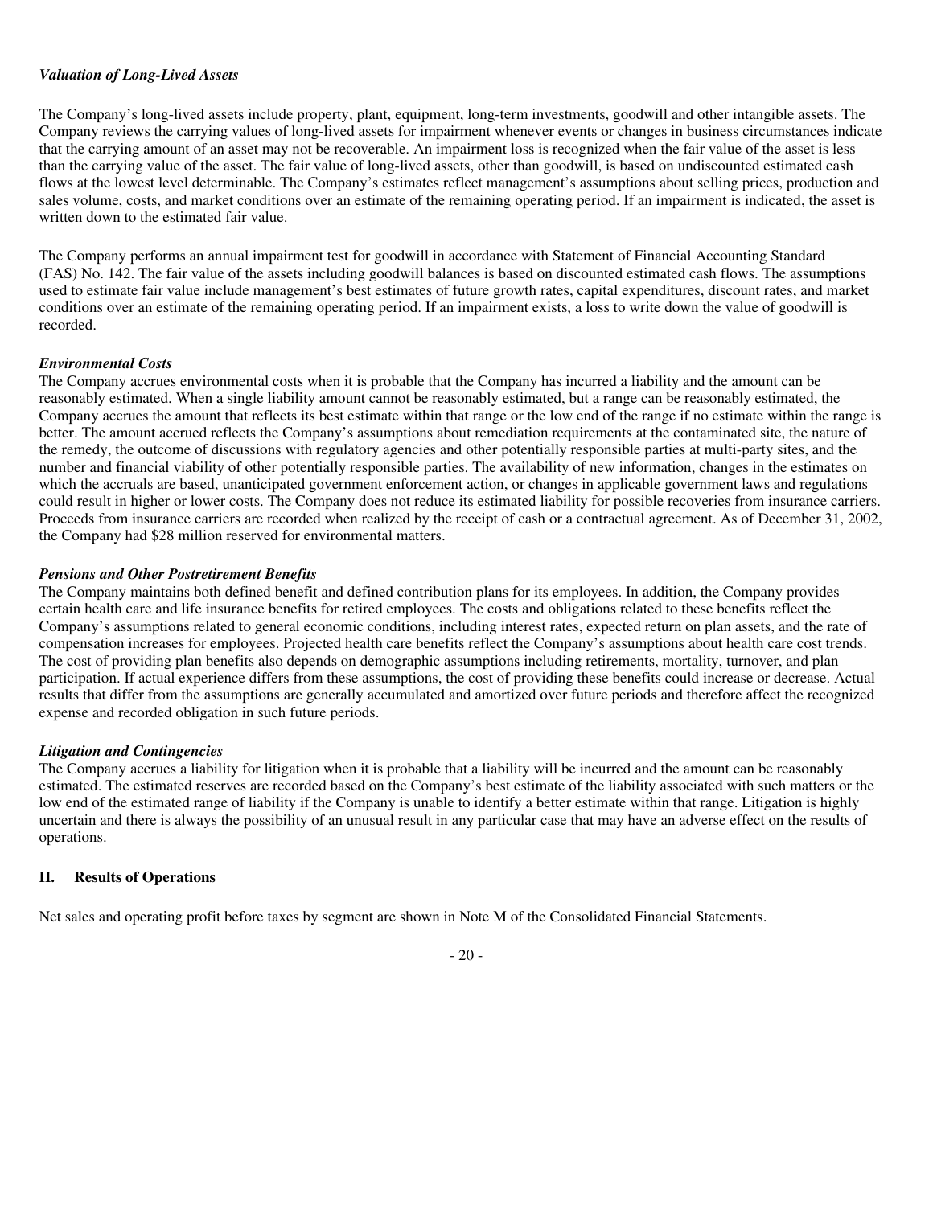*Valuation of Long-Lived Assets*

The Company's long-lived assets include property, plant, equipment, long-term investments, goodwill and other intangible assets. The Company reviews the carrying values of long-lived assets for impairment whenever events or changes in business circumstances indicate that the carrying amount of an asset may not be recoverable. An impairment loss is recognized when the fair value of the asset is less than the carrying value of the asset. The fair value of long-lived assets, other than goodwill, is based on undiscounted estimated cash flows at the lowest level determinable. The Company's estimates reflect management's assumptions about selling prices, production and sales volume, costs, and market conditions over an estimate of the remaining operating period. If an impairment is indicated, the asset is written down to the estimated fair value.

The Company performs an annual impairment test for goodwill in accordance with Statement of Financial Accounting Standard (FAS) No. 142. The fair value of the assets including goodwill balances is based on discounted estimated cash flows. The assumptions used to estimate fair value include management's best estimates of future growth rates, capital expenditures, discount rates, and market conditions over an estimate of the remaining operating period. If an impairment exists, a loss to write down the value of goodwill is recorded.

***Environmental Costs***

The Company accrues environmental costs when it is probable that the Company has incurred a liability and the amount can be reasonably estimated. When a single liability amount cannot be reasonably estimated, but a range can be reasonably estimated, the Company accrues the amount that reflects its best estimate within that range or the low end of the range if no estimate within the range is better. The amount accrued reflects the Company's assumptions about remediation requirements at the contaminated site, the nature of the remedy, the outcome of discussions with regulatory agencies and other potentially responsible parties at multi-party sites, and the number and financial viability of other potentially responsible parties. The availability of new information, changes in the estimates on which the accruals are based, unanticipated government enforcement action, or changes in applicable government laws and regulations could result in higher or lower costs. The Company does not reduce its estimated liability for possible recoveries from insurance carriers. Proceeds from insurance carriers are recorded when realized by the receipt of cash or a contractual agreement. As of December 31, 2002, the Company had $28 million reserved for environmental matters.

***Pensions and Other Postretirement Benefits***

The Company maintains both defined benefit and defined contribution plans for its employees. In addition, the Company provides certain health care and life insurance benefits for retired employees. The costs and obligations related to these benefits reflect the Company's assumptions related to general economic conditions, including interest rates, expected return on plan assets, and the rate of compensation increases for employees. Projected health care benefits reflect the Company's assumptions about health care cost trends. The cost of providing plan benefits also depends on demographic assumptions including retirements, mortality, turnover, and plan participation. If actual experience differs from these assumptions, the cost of providing these benefits could increase or decrease. Actual results that differ from the assumptions are generally accumulated and amortized over future periods and therefore affect the recognized expense and recorded obligation in such future periods.

***Litigation and Contingencies***

The Company accrues a liability for litigation when it is probable that a liability will be incurred and the amount can be reasonably estimated. The estimated reserves are recorded based on the Company's best estimate of the liability associated with such matters or the low end of the estimated range of liability if the Company is unable to identify a better estimate within that range. Litigation is highly uncertain and there is always the possibility of an unusual result in any particular case that may have an adverse effect on the results of operations.

## II. Results of Operations

Net sales and operating profit before taxes by segment are shown in Note M of the Consolidated Financial Statements.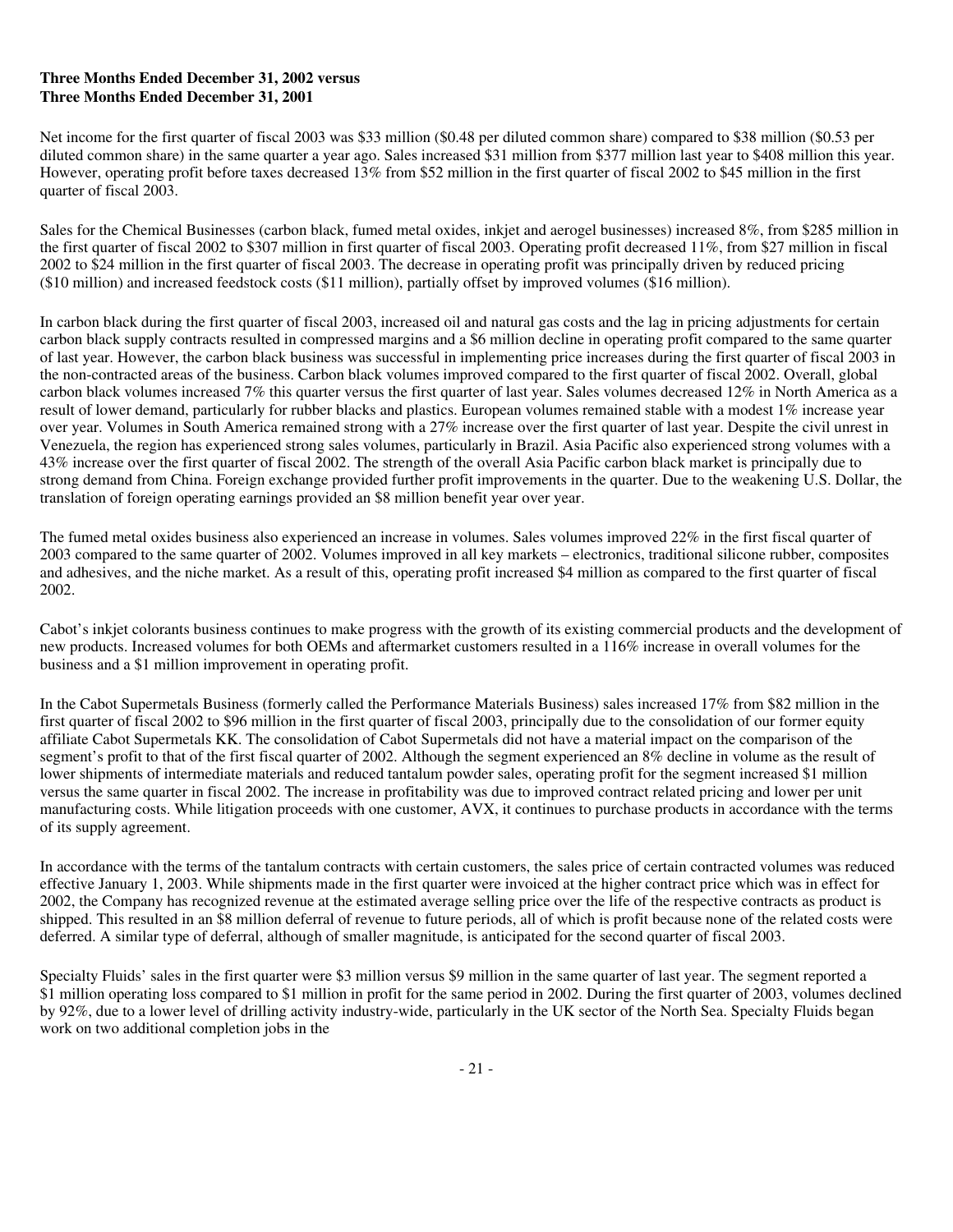**Three Months Ended December 31, 2002 versus**
**Three Months Ended December 31, 2001**

Net income for the first quarter of fiscal 2003 was $33 million ($0.48 per diluted common share) compared to $38 million ($0.53 per diluted common share) in the same quarter a year ago. Sales increased $31 million from $377 million last year to $408 million this year. However, operating profit before taxes decreased 13% from $52 million in the first quarter of fiscal 2002 to $45 million in the first quarter of fiscal 2003.

Sales for the Chemical Businesses (carbon black, fumed metal oxides, inkjet and aerogel businesses) increased 8%, from $285 million in the first quarter of fiscal 2002 to $307 million in first quarter of fiscal 2003. Operating profit decreased 11%, from $27 million in fiscal 2002 to $24 million in the first quarter of fiscal 2003. The decrease in operating profit was principally driven by reduced pricing ($10 million) and increased feedstock costs ($11 million), partially offset by improved volumes ($16 million).

In carbon black during the first quarter of fiscal 2003, increased oil and natural gas costs and the lag in pricing adjustments for certain carbon black supply contracts resulted in compressed margins and a $6 million decline in operating profit compared to the same quarter of last year. However, the carbon black business was successful in implementing price increases during the first quarter of fiscal 2003 in the non-contracted areas of the business. Carbon black volumes improved compared to the first quarter of fiscal 2002. Overall, global carbon black volumes increased 7% this quarter versus the first quarter of last year. Sales volumes decreased 12% in North America as a result of lower demand, particularly for rubber blacks and plastics. European volumes remained stable with a modest 1% increase year over year. Volumes in South America remained strong with a 27% increase over the first quarter of last year. Despite the civil unrest in Venezuela, the region has experienced strong sales volumes, particularly in Brazil. Asia Pacific also experienced strong volumes with a 43% increase over the first quarter of fiscal 2002. The strength of the overall Asia Pacific carbon black market is principally due to strong demand from China. Foreign exchange provided further profit improvements in the quarter. Due to the weakening U.S. Dollar, the translation of foreign operating earnings provided an $8 million benefit year over year.

The fumed metal oxides business also experienced an increase in volumes. Sales volumes improved 22% in the first fiscal quarter of 2003 compared to the same quarter of 2002. Volumes improved in all key markets – electronics, traditional silicone rubber, composites and adhesives, and the niche market. As a result of this, operating profit increased $4 million as compared to the first quarter of fiscal 2002.

Cabot's inkjet colorants business continues to make progress with the growth of its existing commercial products and the development of new products. Increased volumes for both OEMs and aftermarket customers resulted in a 116% increase in overall volumes for the business and a $1 million improvement in operating profit.

In the Cabot Supermetals Business (formerly called the Performance Materials Business) sales increased 17% from $82 million in the first quarter of fiscal 2002 to $96 million in the first quarter of fiscal 2003, principally due to the consolidation of our former equity affiliate Cabot Supermetals KK. The consolidation of Cabot Supermetals did not have a material impact on the comparison of the segment's profit to that of the first fiscal quarter of 2002. Although the segment experienced an 8% decline in volume as the result of lower shipments of intermediate materials and reduced tantalum powder sales, operating profit for the segment increased $1 million versus the same quarter in fiscal 2002. The increase in profitability was due to improved contract related pricing and lower per unit manufacturing costs. While litigation proceeds with one customer, AVX, it continues to purchase products in accordance with the terms of its supply agreement.

In accordance with the terms of the tantalum contracts with certain customers, the sales price of certain contracted volumes was reduced effective January 1, 2003. While shipments made in the first quarter were invoiced at the higher contract price which was in effect for 2002, the Company has recognized revenue at the estimated average selling price over the life of the respective contracts as product is shipped. This resulted in an $8 million deferral of revenue to future periods, all of which is profit because none of the related costs were deferred. A similar type of deferral, although of smaller magnitude, is anticipated for the second quarter of fiscal 2003.

Specialty Fluids' sales in the first quarter were $3 million versus $9 million in the same quarter of last year. The segment reported a $1 million operating loss compared to $1 million in profit for the same period in 2002. During the first quarter of 2003, volumes declined by 92%, due to a lower level of drilling activity industry-wide, particularly in the UK sector of the North Sea. Specialty Fluids began work on two additional completion jobs in the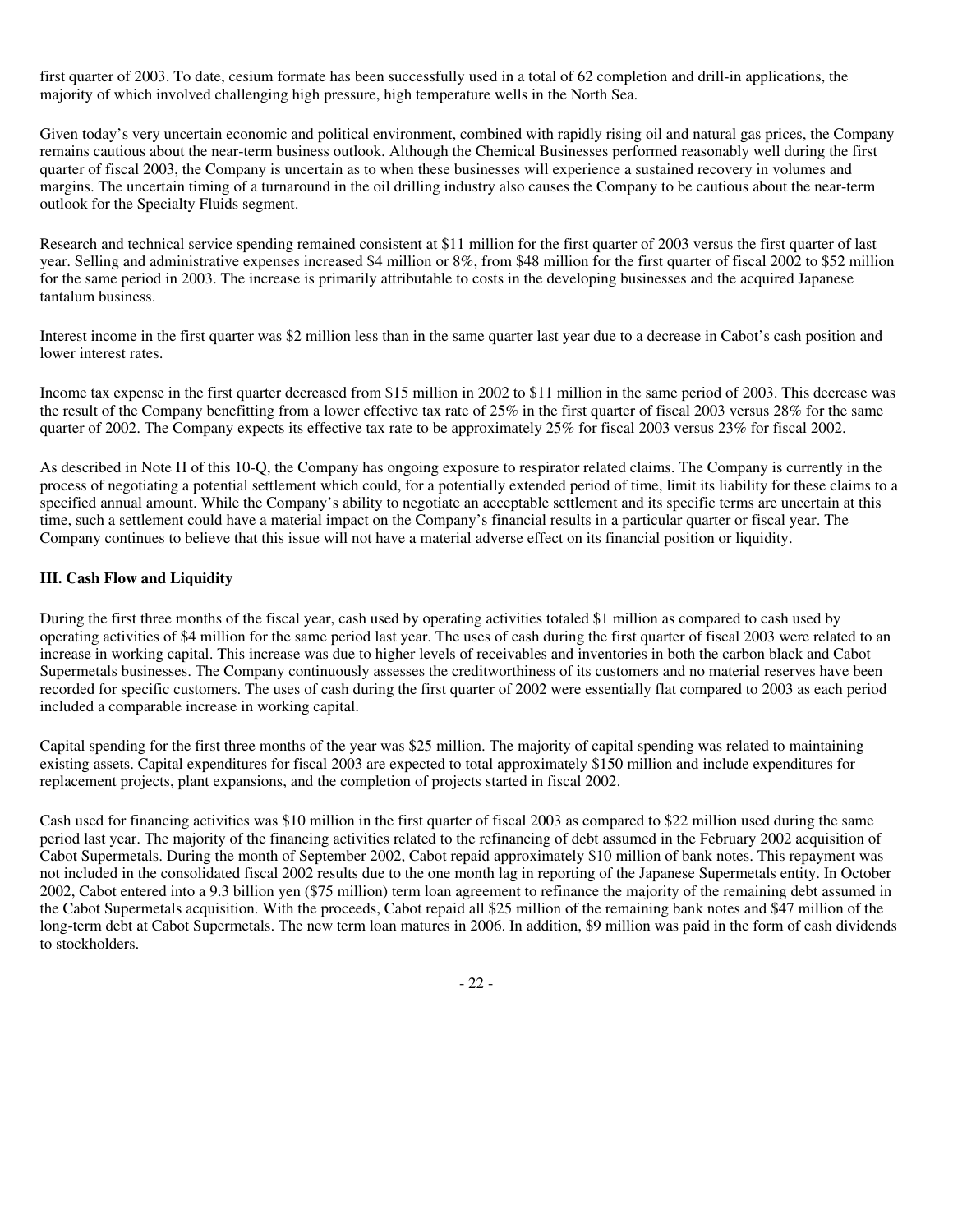first quarter of 2003. To date, cesium formate has been successfully used in a total of 62 completion and drill-in applications, the majority of which involved challenging high pressure, high temperature wells in the North Sea.

Given today's very uncertain economic and political environment, combined with rapidly rising oil and natural gas prices, the Company remains cautious about the near-term business outlook. Although the Chemical Businesses performed reasonably well during the first quarter of fiscal 2003, the Company is uncertain as to when these businesses will experience a sustained recovery in volumes and margins. The uncertain timing of a turnaround in the oil drilling industry also causes the Company to be cautious about the near-term outlook for the Specialty Fluids segment.

Research and technical service spending remained consistent at $11 million for the first quarter of 2003 versus the first quarter of last year. Selling and administrative expenses increased $4 million or 8%, from $48 million for the first quarter of fiscal 2002 to $52 million for the same period in 2003. The increase is primarily attributable to costs in the developing businesses and the acquired Japanese tantalum business.

Interest income in the first quarter was $2 million less than in the same quarter last year due to a decrease in Cabot's cash position and lower interest rates.

Income tax expense in the first quarter decreased from $15 million in 2002 to $11 million in the same period of 2003. This decrease was the result of the Company benefitting from a lower effective tax rate of 25% in the first quarter of fiscal 2003 versus 28% for the same quarter of 2002. The Company expects its effective tax rate to be approximately 25% for fiscal 2003 versus 23% for fiscal 2002.

As described in Note H of this 10-Q, the Company has ongoing exposure to respirator related claims. The Company is currently in the process of negotiating a potential settlement which could, for a potentially extended period of time, limit its liability for these claims to a specified annual amount. While the Company's ability to negotiate an acceptable settlement and its specific terms are uncertain at this time, such a settlement could have a material impact on the Company's financial results in a particular quarter or fiscal year. The Company continues to believe that this issue will not have a material adverse effect on its financial position or liquidity.

### III. Cash Flow and Liquidity

During the first three months of the fiscal year, cash used by operating activities totaled $1 million as compared to cash used by operating activities of $4 million for the same period last year. The uses of cash during the first quarter of fiscal 2003 were related to an increase in working capital. This increase was due to higher levels of receivables and inventories in both the carbon black and Cabot Supermetals businesses. The Company continuously assesses the creditworthiness of its customers and no material reserves have been recorded for specific customers. The uses of cash during the first quarter of 2002 were essentially flat compared to 2003 as each period included a comparable increase in working capital.

Capital spending for the first three months of the year was $25 million. The majority of capital spending was related to maintaining existing assets. Capital expenditures for fiscal 2003 are expected to total approximately $150 million and include expenditures for replacement projects, plant expansions, and the completion of projects started in fiscal 2002.

Cash used for financing activities was $10 million in the first quarter of fiscal 2003 as compared to $22 million used during the same period last year. The majority of the financing activities related to the refinancing of debt assumed in the February 2002 acquisition of Cabot Supermetals. During the month of September 2002, Cabot repaid approximately $10 million of bank notes. This repayment was not included in the consolidated fiscal 2002 results due to the one month lag in reporting of the Japanese Supermetals entity. In October 2002, Cabot entered into a 9.3 billion yen ($75 million) term loan agreement to refinance the majority of the remaining debt assumed in the Cabot Supermetals acquisition. With the proceeds, Cabot repaid all $25 million of the remaining bank notes and $47 million of the long-term debt at Cabot Supermetals. The new term loan matures in 2006. In addition, $9 million was paid in the form of cash dividends to stockholders.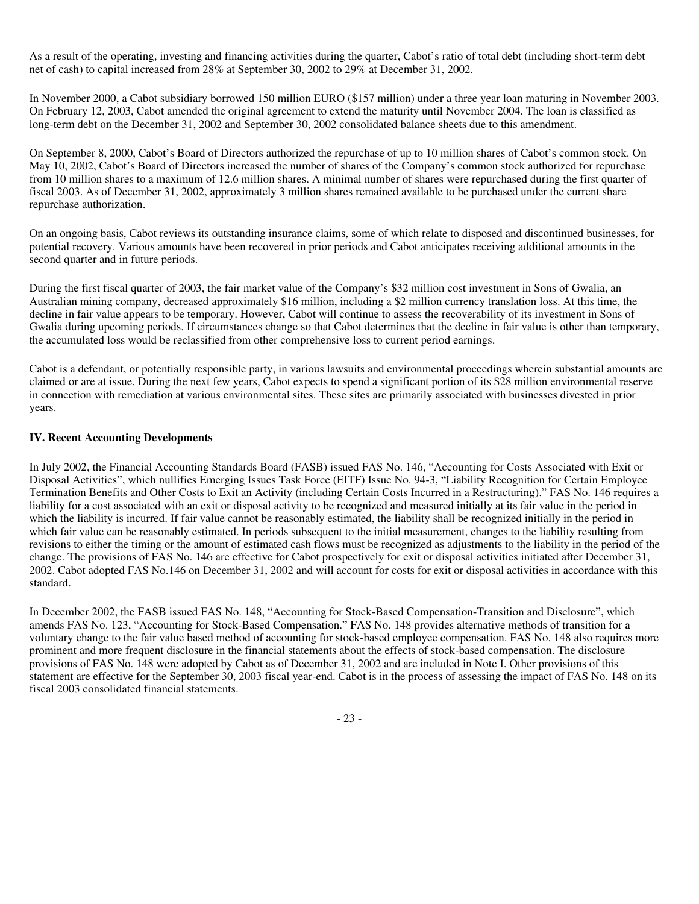As a result of the operating, investing and financing activities during the quarter, Cabot's ratio of total debt (including short-term debt net of cash) to capital increased from 28% at September 30, 2002 to 29% at December 31, 2002.

In November 2000, a Cabot subsidiary borrowed 150 million EURO ($157 million) under a three year loan maturing in November 2003. On February 12, 2003, Cabot amended the original agreement to extend the maturity until November 2004. The loan is classified as long-term debt on the December 31, 2002 and September 30, 2002 consolidated balance sheets due to this amendment.

On September 8, 2000, Cabot's Board of Directors authorized the repurchase of up to 10 million shares of Cabot's common stock. On May 10, 2002, Cabot's Board of Directors increased the number of shares of the Company's common stock authorized for repurchase from 10 million shares to a maximum of 12.6 million shares. A minimal number of shares were repurchased during the first quarter of fiscal 2003. As of December 31, 2002, approximately 3 million shares remained available to be purchased under the current share repurchase authorization.

On an ongoing basis, Cabot reviews its outstanding insurance claims, some of which relate to disposed and discontinued businesses, for potential recovery. Various amounts have been recovered in prior periods and Cabot anticipates receiving additional amounts in the second quarter and in future periods.

During the first fiscal quarter of 2003, the fair market value of the Company's $32 million cost investment in Sons of Gwalia, an Australian mining company, decreased approximately $16 million, including a $2 million currency translation loss. At this time, the decline in fair value appears to be temporary. However, Cabot will continue to assess the recoverability of its investment in Sons of Gwalia during upcoming periods. If circumstances change so that Cabot determines that the decline in fair value is other than temporary, the accumulated loss would be reclassified from other comprehensive loss to current period earnings.

Cabot is a defendant, or potentially responsible party, in various lawsuits and environmental proceedings wherein substantial amounts are claimed or are at issue. During the next few years, Cabot expects to spend a significant portion of its $28 million environmental reserve in connection with remediation at various environmental sites. These sites are primarily associated with businesses divested in prior years.

**IV. Recent Accounting Developments**

In July 2002, the Financial Accounting Standards Board (FASB) issued FAS No. 146, "Accounting for Costs Associated with Exit or Disposal Activities", which nullifies Emerging Issues Task Force (EITF) Issue No. 94-3, "Liability Recognition for Certain Employee Termination Benefits and Other Costs to Exit an Activity (including Certain Costs Incurred in a Restructuring)." FAS No. 146 requires a liability for a cost associated with an exit or disposal activity to be recognized and measured initially at its fair value in the period in which the liability is incurred. If fair value cannot be reasonably estimated, the liability shall be recognized initially in the period in which fair value can be reasonably estimated. In periods subsequent to the initial measurement, changes to the liability resulting from revisions to either the timing or the amount of estimated cash flows must be recognized as adjustments to the liability in the period of the change. The provisions of FAS No. 146 are effective for Cabot prospectively for exit or disposal activities initiated after December 31, 2002. Cabot adopted FAS No.146 on December 31, 2002 and will account for costs for exit or disposal activities in accordance with this standard.

In December 2002, the FASB issued FAS No. 148, "Accounting for Stock-Based Compensation-Transition and Disclosure", which amends FAS No. 123, "Accounting for Stock-Based Compensation." FAS No. 148 provides alternative methods of transition for a voluntary change to the fair value based method of accounting for stock-based employee compensation. FAS No. 148 also requires more prominent and more frequent disclosure in the financial statements about the effects of stock-based compensation. The disclosure provisions of FAS No. 148 were adopted by Cabot as of December 31, 2002 and are included in Note I. Other provisions of this statement are effective for the September 30, 2003 fiscal year-end. Cabot is in the process of assessing the impact of FAS No. 148 on its fiscal 2003 consolidated financial statements.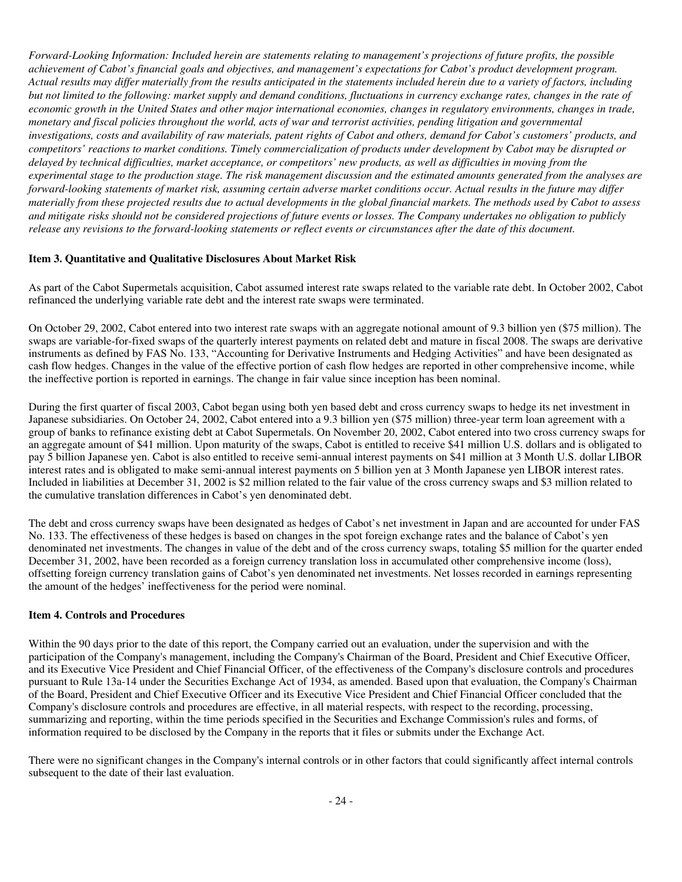*Forward-Looking Information: Included herein are statements relating to management's projections of future profits, the possible achievement of Cabot's financial goals and objectives, and management's expectations for Cabot's product development program. Actual results may differ materially from the results anticipated in the statements included herein due to a variety of factors, including but not limited to the following: market supply and demand conditions, fluctuations in currency exchange rates, changes in the rate of economic growth in the United States and other major international economies, changes in regulatory environments, changes in trade, monetary and fiscal policies throughout the world, acts of war and terrorist activities, pending litigation and governmental investigations, costs and availability of raw materials, patent rights of Cabot and others, demand for Cabot's customers' products, and competitors' reactions to market conditions. Timely commercialization of products under development by Cabot may be disrupted or delayed by technical difficulties, market acceptance, or competitors' new products, as well as difficulties in moving from the experimental stage to the production stage. The risk management discussion and the estimated amounts generated from the analyses are forward-looking statements of market risk, assuming certain adverse market conditions occur. Actual results in the future may differ materially from these projected results due to actual developments in the global financial markets. The methods used by Cabot to assess and mitigate risks should not be considered projections of future events or losses. The Company undertakes no obligation to publicly release any revisions to the forward-looking statements or reflect events or circumstances after the date of this document.*

**Item 3. Quantitative and Qualitative Disclosures About Market Risk**

As part of the Cabot Supermetals acquisition, Cabot assumed interest rate swaps related to the variable rate debt. In October 2002, Cabot refinanced the underlying variable rate debt and the interest rate swaps were terminated.

On October 29, 2002, Cabot entered into two interest rate swaps with an aggregate notional amount of 9.3 billion yen ($75 million). The swaps are variable-for-fixed swaps of the quarterly interest payments on related debt and mature in fiscal 2008. The swaps are derivative instruments as defined by FAS No. 133, "Accounting for Derivative Instruments and Hedging Activities" and have been designated as cash flow hedges. Changes in the value of the effective portion of cash flow hedges are reported in other comprehensive income, while the ineffective portion is reported in earnings. The change in fair value since inception has been nominal.

During the first quarter of fiscal 2003, Cabot began using both yen based debt and cross currency swaps to hedge its net investment in Japanese subsidiaries. On October 24, 2002, Cabot entered into a 9.3 billion yen ($75 million) three-year term loan agreement with a group of banks to refinance existing debt at Cabot Supermetals. On November 20, 2002, Cabot entered into two cross currency swaps for an aggregate amount of $41 million. Upon maturity of the swaps, Cabot is entitled to receive $41 million U.S. dollars and is obligated to pay 5 billion Japanese yen. Cabot is also entitled to receive semi-annual interest payments on $41 million at 3 Month U.S. dollar LIBOR interest rates and is obligated to make semi-annual interest payments on 5 billion yen at 3 Month Japanese yen LIBOR interest rates. Included in liabilities at December 31, 2002 is $2 million related to the fair value of the cross currency swaps and $3 million related to the cumulative translation differences in Cabot's yen denominated debt.

The debt and cross currency swaps have been designated as hedges of Cabot's net investment in Japan and are accounted for under FAS No. 133. The effectiveness of these hedges is based on changes in the spot foreign exchange rates and the balance of Cabot's yen denominated net investments. The changes in value of the debt and of the cross currency swaps, totaling $5 million for the quarter ended December 31, 2002, have been recorded as a foreign currency translation loss in accumulated other comprehensive income (loss), offsetting foreign currency translation gains of Cabot's yen denominated net investments. Net losses recorded in earnings representing the amount of the hedges' ineffectiveness for the period were nominal.

**Item 4. Controls and Procedures**

Within the 90 days prior to the date of this report, the Company carried out an evaluation, under the supervision and with the participation of the Company's management, including the Company's Chairman of the Board, President and Chief Executive Officer, and its Executive Vice President and Chief Financial Officer, of the effectiveness of the Company's disclosure controls and procedures pursuant to Rule 13a-14 under the Securities Exchange Act of 1934, as amended. Based upon that evaluation, the Company's Chairman of the Board, President and Chief Executive Officer and its Executive Vice President and Chief Financial Officer concluded that the Company's disclosure controls and procedures are effective, in all material respects, with respect to the recording, processing, summarizing and reporting, within the time periods specified in the Securities and Exchange Commission's rules and forms, of information required to be disclosed by the Company in the reports that it files or submits under the Exchange Act.

There were no significant changes in the Company's internal controls or in other factors that could significantly affect internal controls subsequent to the date of their last evaluation.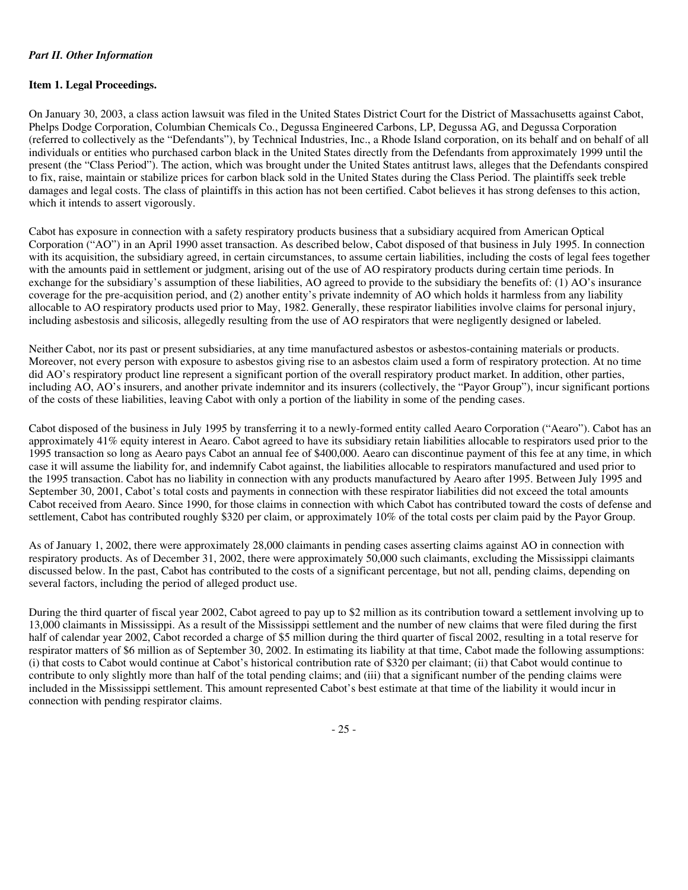*Part II. Other Information*

**Item 1. Legal Proceedings.**

On January 30, 2003, a class action lawsuit was filed in the United States District Court for the District of Massachusetts against Cabot, Phelps Dodge Corporation, Columbian Chemicals Co., Degussa Engineered Carbons, LP, Degussa AG, and Degussa Corporation (referred to collectively as the "Defendants"), by Technical Industries, Inc., a Rhode Island corporation, on its behalf and on behalf of all individuals or entities who purchased carbon black in the United States directly from the Defendants from approximately 1999 until the present (the "Class Period"). The action, which was brought under the United States antitrust laws, alleges that the Defendants conspired to fix, raise, maintain or stabilize prices for carbon black sold in the United States during the Class Period. The plaintiffs seek treble damages and legal costs. The class of plaintiffs in this action has not been certified. Cabot believes it has strong defenses to this action, which it intends to assert vigorously.

Cabot has exposure in connection with a safety respiratory products business that a subsidiary acquired from American Optical Corporation ("AO") in an April 1990 asset transaction. As described below, Cabot disposed of that business in July 1995. In connection with its acquisition, the subsidiary agreed, in certain circumstances, to assume certain liabilities, including the costs of legal fees together with the amounts paid in settlement or judgment, arising out of the use of AO respiratory products during certain time periods. In exchange for the subsidiary's assumption of these liabilities, AO agreed to provide to the subsidiary the benefits of: (1) AO's insurance coverage for the pre-acquisition period, and (2) another entity's private indemnity of AO which holds it harmless from any liability allocable to AO respiratory products used prior to May, 1982. Generally, these respirator liabilities involve claims for personal injury, including asbestosis and silicosis, allegedly resulting from the use of AO respirators that were negligently designed or labeled.

Neither Cabot, nor its past or present subsidiaries, at any time manufactured asbestos or asbestos-containing materials or products. Moreover, not every person with exposure to asbestos giving rise to an asbestos claim used a form of respiratory protection. At no time did AO's respiratory product line represent a significant portion of the overall respiratory product market. In addition, other parties, including AO, AO's insurers, and another private indemnitor and its insurers (collectively, the "Payor Group"), incur significant portions of the costs of these liabilities, leaving Cabot with only a portion of the liability in some of the pending cases.

Cabot disposed of the business in July 1995 by transferring it to a newly-formed entity called Aearo Corporation ("Aearo"). Cabot has an approximately 41% equity interest in Aearo. Cabot agreed to have its subsidiary retain liabilities allocable to respirators used prior to the 1995 transaction so long as Aearo pays Cabot an annual fee of $400,000. Aearo can discontinue payment of this fee at any time, in which case it will assume the liability for, and indemnify Cabot against, the liabilities allocable to respirators manufactured and used prior to the 1995 transaction. Cabot has no liability in connection with any products manufactured by Aearo after 1995. Between July 1995 and September 30, 2001, Cabot's total costs and payments in connection with these respirator liabilities did not exceed the total amounts Cabot received from Aearo. Since 1990, for those claims in connection with which Cabot has contributed toward the costs of defense and settlement, Cabot has contributed roughly $320 per claim, or approximately 10% of the total costs per claim paid by the Payor Group.

As of January 1, 2002, there were approximately 28,000 claimants in pending cases asserting claims against AO in connection with respiratory products. As of December 31, 2002, there were approximately 50,000 such claimants, excluding the Mississippi claimants discussed below. In the past, Cabot has contributed to the costs of a significant percentage, but not all, pending claims, depending on several factors, including the period of alleged product use.

During the third quarter of fiscal year 2002, Cabot agreed to pay up to $2 million as its contribution toward a settlement involving up to 13,000 claimants in Mississippi. As a result of the Mississippi settlement and the number of new claims that were filed during the first half of calendar year 2002, Cabot recorded a charge of $5 million during the third quarter of fiscal 2002, resulting in a total reserve for respirator matters of $6 million as of September 30, 2002. In estimating its liability at that time, Cabot made the following assumptions: (i) that costs to Cabot would continue at Cabot's historical contribution rate of $320 per claimant; (ii) that Cabot would continue to contribute to only slightly more than half of the total pending claims; and (iii) that a significant number of the pending claims were included in the Mississippi settlement. This amount represented Cabot's best estimate at that time of the liability it would incur in connection with pending respirator claims.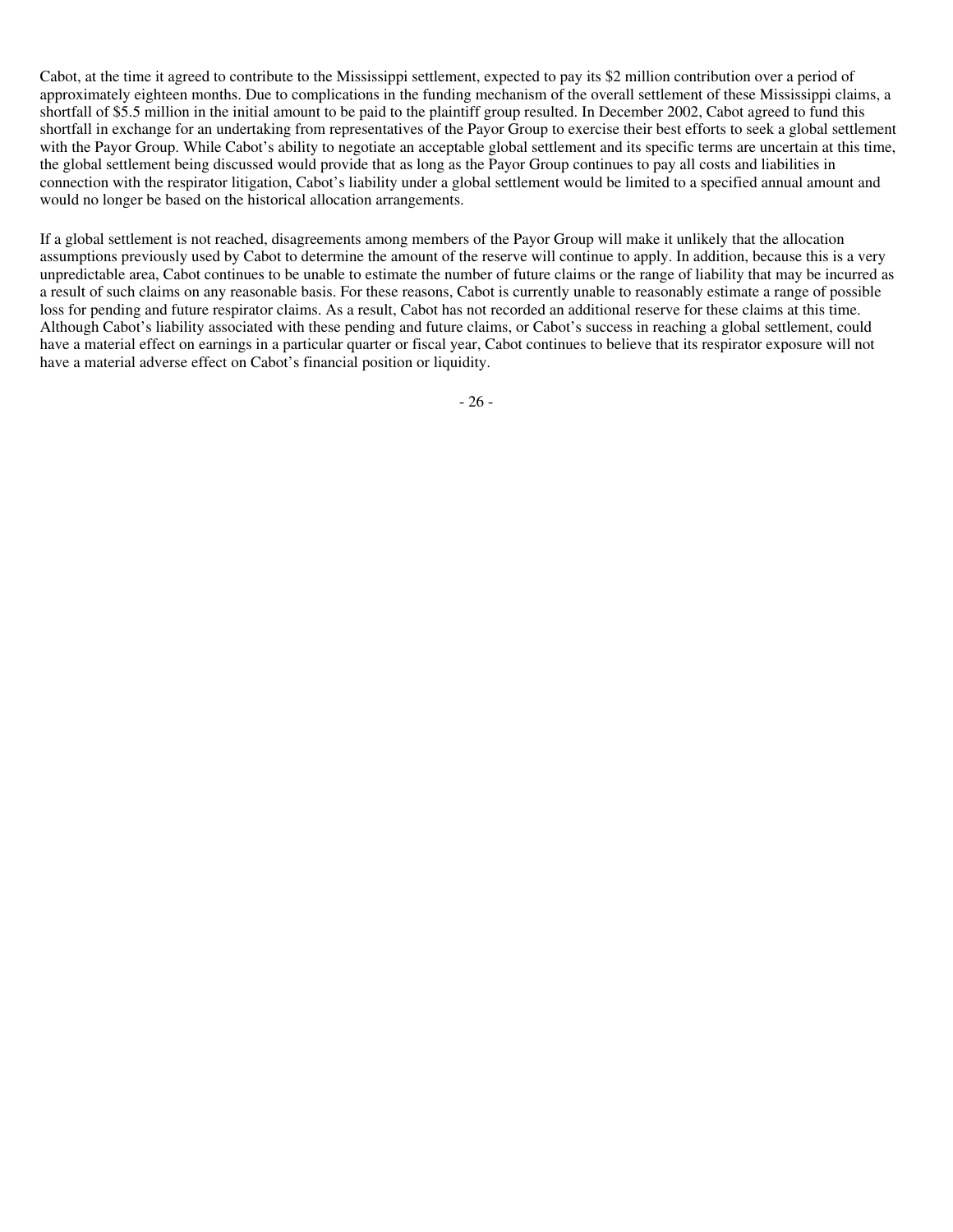Cabot, at the time it agreed to contribute to the Mississippi settlement, expected to pay its $2 million contribution over a period of approximately eighteen months. Due to complications in the funding mechanism of the overall settlement of these Mississippi claims, a shortfall of $5.5 million in the initial amount to be paid to the plaintiff group resulted. In December 2002, Cabot agreed to fund this shortfall in exchange for an undertaking from representatives of the Payor Group to exercise their best efforts to seek a global settlement with the Payor Group. While Cabot's ability to negotiate an acceptable global settlement and its specific terms are uncertain at this time, the global settlement being discussed would provide that as long as the Payor Group continues to pay all costs and liabilities in connection with the respirator litigation, Cabot's liability under a global settlement would be limited to a specified annual amount and would no longer be based on the historical allocation arrangements.

If a global settlement is not reached, disagreements among members of the Payor Group will make it unlikely that the allocation assumptions previously used by Cabot to determine the amount of the reserve will continue to apply. In addition, because this is a very unpredictable area, Cabot continues to be unable to estimate the number of future claims or the range of liability that may be incurred as a result of such claims on any reasonable basis. For these reasons, Cabot is currently unable to reasonably estimate a range of possible loss for pending and future respirator claims. As a result, Cabot has not recorded an additional reserve for these claims at this time. Although Cabot's liability associated with these pending and future claims, or Cabot's success in reaching a global settlement, could have a material effect on earnings in a particular quarter or fiscal year, Cabot continues to believe that its respirator exposure will not have a material adverse effect on Cabot's financial position or liquidity.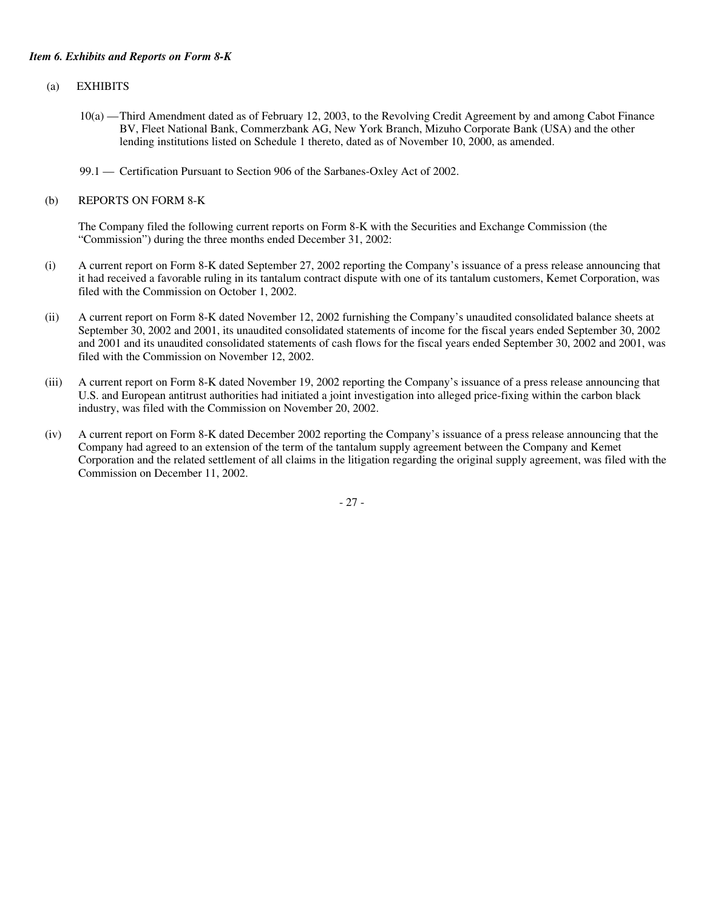### *Item 6. Exhibits and Reports on Form 8-K*

(a) EXHIBITS

10(a) — Third Amendment dated as of February 12, 2003, to the Revolving Credit Agreement by and among Cabot Finance BV, Fleet National Bank, Commerzbank AG, New York Branch, Mizuho Corporate Bank (USA) and the other lending institutions listed on Schedule 1 thereto, dated as of November 10, 2000, as amended.

99.1 — Certification Pursuant to Section 906 of the Sarbanes-Oxley Act of 2002.

(b) REPORTS ON FORM 8-K

The Company filed the following current reports on Form 8-K with the Securities and Exchange Commission (the "Commission") during the three months ended December 31, 2002:

(i) A current report on Form 8-K dated September 27, 2002 reporting the Company's issuance of a press release announcing that it had received a favorable ruling in its tantalum contract dispute with one of its tantalum customers, Kemet Corporation, was filed with the Commission on October 1, 2002.

(ii) A current report on Form 8-K dated November 12, 2002 furnishing the Company's unaudited consolidated balance sheets at September 30, 2002 and 2001, its unaudited consolidated statements of income for the fiscal years ended September 30, 2002 and 2001 and its unaudited consolidated statements of cash flows for the fiscal years ended September 30, 2002 and 2001, was filed with the Commission on November 12, 2002.

(iii) A current report on Form 8-K dated November 19, 2002 reporting the Company's issuance of a press release announcing that U.S. and European antitrust authorities had initiated a joint investigation into alleged price-fixing within the carbon black industry, was filed with the Commission on November 20, 2002.

(iv) A current report on Form 8-K dated December 2002 reporting the Company's issuance of a press release announcing that the Company had agreed to an extension of the term of the tantalum supply agreement between the Company and Kemet Corporation and the related settlement of all claims in the litigation regarding the original supply agreement, was filed with the Commission on December 11, 2002.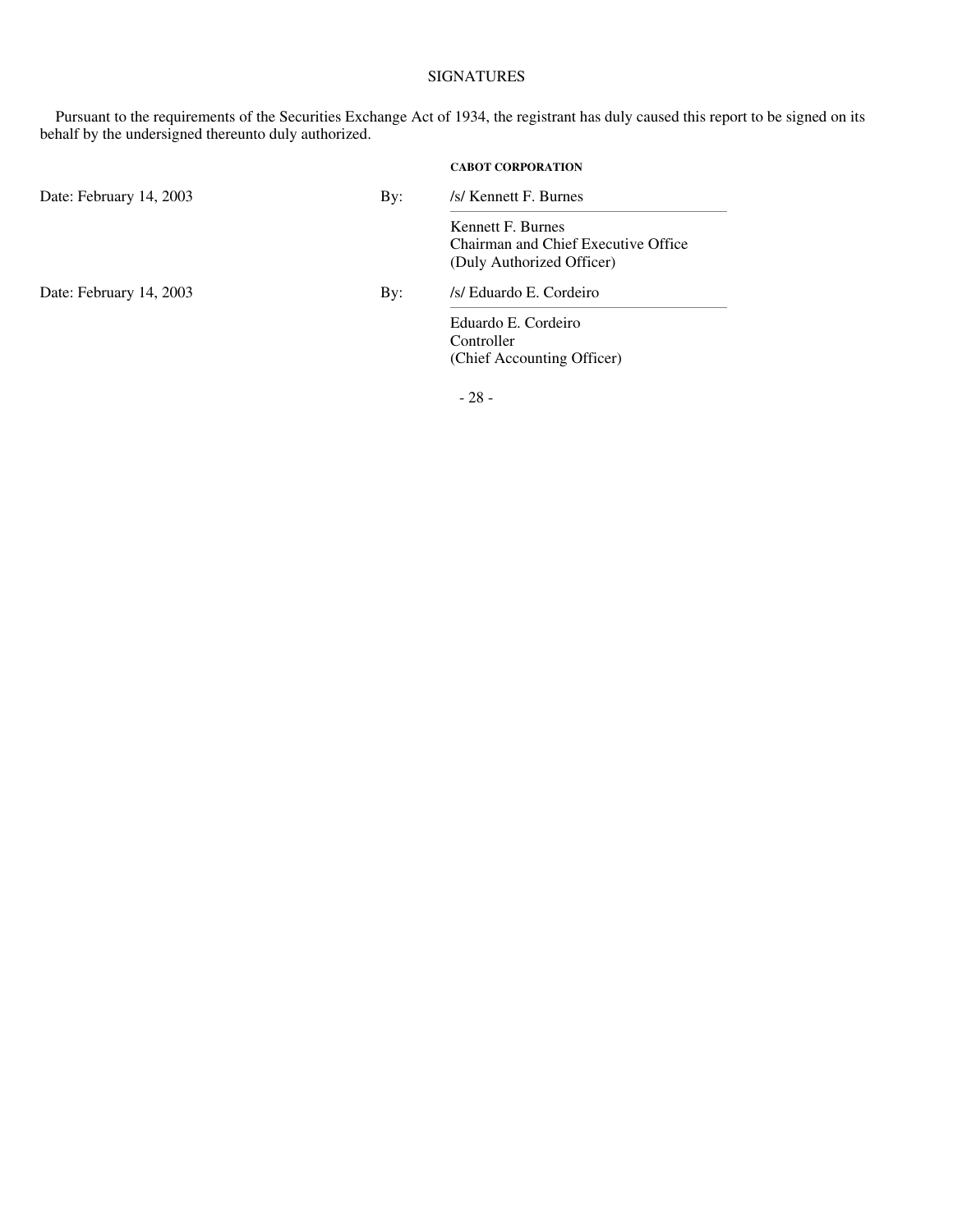# SIGNATURES

Pursuant to the requirements of the Securities Exchange Act of 1934, the registrant has duly caused this report to be signed on its behalf by the undersigned thereunto duly authorized.

**CABOT CORPORATION**

| | | |
|---|---|---|
| Date: February 14, 2003 | By: | /s/ Kennett F. Burnes |
| | | Kennett F. Burnes<br>Chairman and Chief Executive Office<br>(Duly Authorized Officer) |
| Date: February 14, 2003 | By: | /s/ Eduardo E. Cordeiro |
| | | Eduardo E. Cordeiro<br>Controller<br>(Chief Accounting Officer) |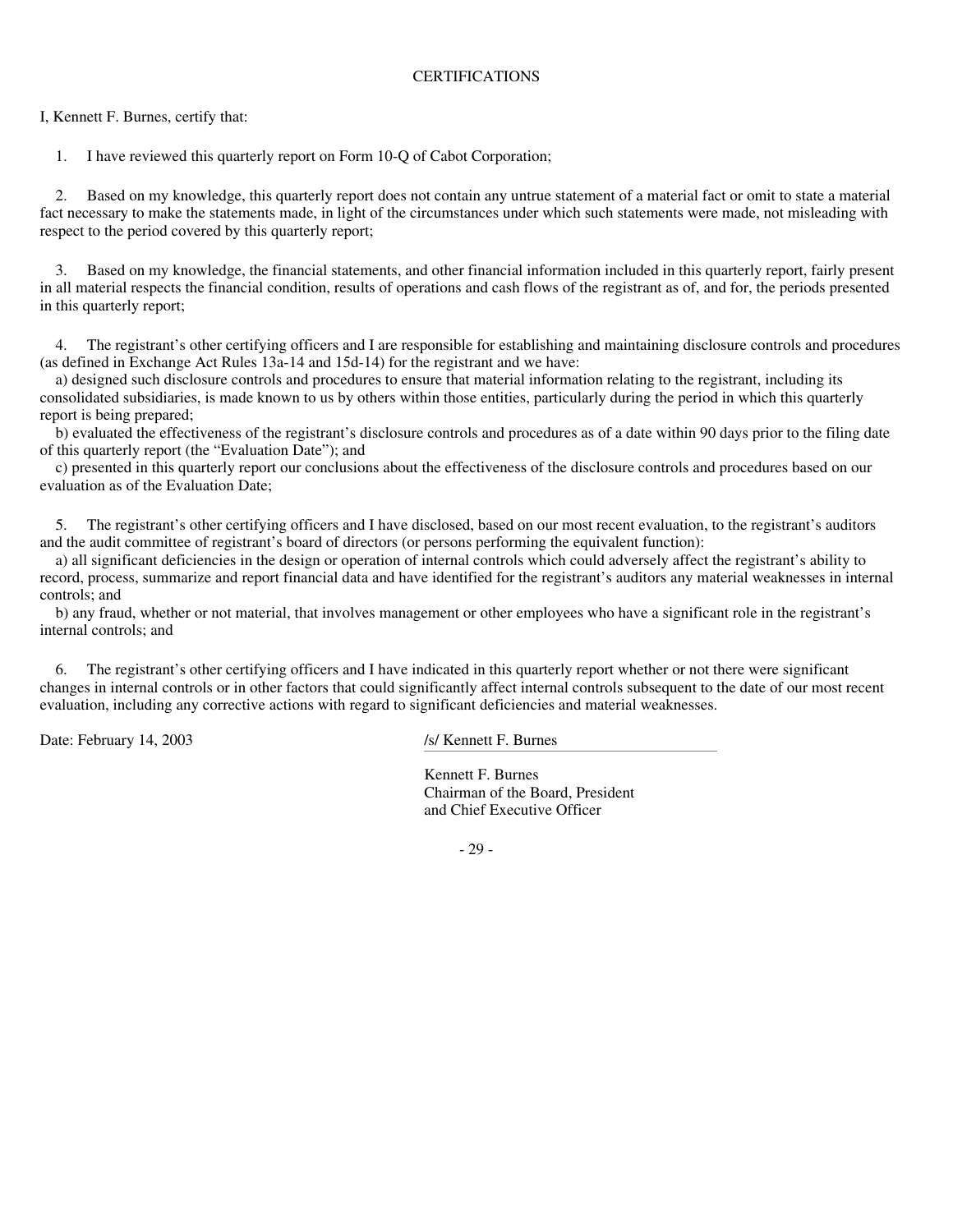## CERTIFICATIONS

I, Kennett F. Burnes, certify that:

1. I have reviewed this quarterly report on Form 10-Q of Cabot Corporation;

2. Based on my knowledge, this quarterly report does not contain any untrue statement of a material fact or omit to state a material fact necessary to make the statements made, in light of the circumstances under which such statements were made, not misleading with respect to the period covered by this quarterly report;

3. Based on my knowledge, the financial statements, and other financial information included in this quarterly report, fairly present in all material respects the financial condition, results of operations and cash flows of the registrant as of, and for, the periods presented in this quarterly report;

4. The registrant's other certifying officers and I are responsible for establishing and maintaining disclosure controls and procedures (as defined in Exchange Act Rules 13a-14 and 15d-14) for the registrant and we have:

   a) designed such disclosure controls and procedures to ensure that material information relating to the registrant, including its consolidated subsidiaries, is made known to us by others within those entities, particularly during the period in which this quarterly report is being prepared;

   b) evaluated the effectiveness of the registrant's disclosure controls and procedures as of a date within 90 days prior to the filing date of this quarterly report (the "Evaluation Date"); and

   c) presented in this quarterly report our conclusions about the effectiveness of the disclosure controls and procedures based on our evaluation as of the Evaluation Date;

5. The registrant's other certifying officers and I have disclosed, based on our most recent evaluation, to the registrant's auditors and the audit committee of registrant's board of directors (or persons performing the equivalent function):

   a) all significant deficiencies in the design or operation of internal controls which could adversely affect the registrant's ability to record, process, summarize and report financial data and have identified for the registrant's auditors any material weaknesses in internal controls; and

   b) any fraud, whether or not material, that involves management or other employees who have a significant role in the registrant's internal controls; and

6. The registrant's other certifying officers and I have indicated in this quarterly report whether or not there were significant changes in internal controls or in other factors that could significantly affect internal controls subsequent to the date of our most recent evaluation, including any corrective actions with regard to significant deficiencies and material weaknesses.

Date: February 14, 2003

/s/ Kennett F. Burnes

Kennett F. Burnes
Chairman of the Board, President
and Chief Executive Officer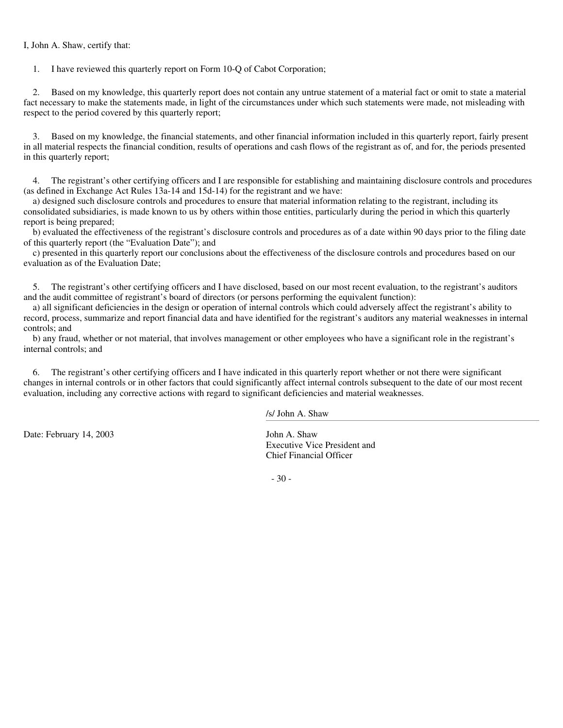I, John A. Shaw, certify that:

1. I have reviewed this quarterly report on Form 10-Q of Cabot Corporation;

2. Based on my knowledge, this quarterly report does not contain any untrue statement of a material fact or omit to state a material fact necessary to make the statements made, in light of the circumstances under which such statements were made, not misleading with respect to the period covered by this quarterly report;

3. Based on my knowledge, the financial statements, and other financial information included in this quarterly report, fairly present in all material respects the financial condition, results of operations and cash flows of the registrant as of, and for, the periods presented in this quarterly report;

4. The registrant's other certifying officers and I are responsible for establishing and maintaining disclosure controls and procedures (as defined in Exchange Act Rules 13a-14 and 15d-14) for the registrant and we have:

a) designed such disclosure controls and procedures to ensure that material information relating to the registrant, including its consolidated subsidiaries, is made known to us by others within those entities, particularly during the period in which this quarterly report is being prepared;

b) evaluated the effectiveness of the registrant's disclosure controls and procedures as of a date within 90 days prior to the filing date of this quarterly report (the "Evaluation Date"); and

c) presented in this quarterly report our conclusions about the effectiveness of the disclosure controls and procedures based on our evaluation as of the Evaluation Date;

5. The registrant's other certifying officers and I have disclosed, based on our most recent evaluation, to the registrant's auditors and the audit committee of registrant's board of directors (or persons performing the equivalent function):

a) all significant deficiencies in the design or operation of internal controls which could adversely affect the registrant's ability to record, process, summarize and report financial data and have identified for the registrant's auditors any material weaknesses in internal controls; and

b) any fraud, whether or not material, that involves management or other employees who have a significant role in the registrant's internal controls; and

6. The registrant's other certifying officers and I have indicated in this quarterly report whether or not there were significant changes in internal controls or in other factors that could significantly affect internal controls subsequent to the date of our most recent evaluation, including any corrective actions with regard to significant deficiencies and material weaknesses.

/s/ John A. Shaw

Date: February 14, 2003

John A. Shaw
Executive Vice President and
Chief Financial Officer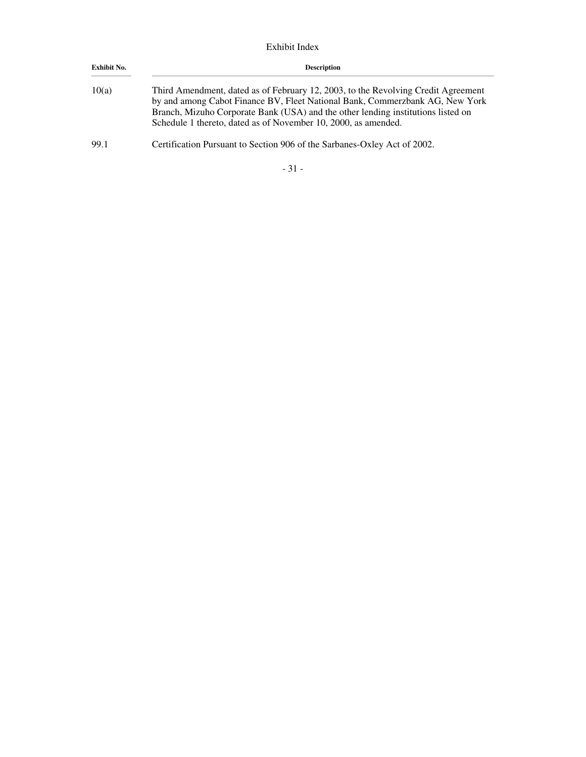# Exhibit Index

| Exhibit No. | Description |
| --- | --- |
| 10(a) | Third Amendment, dated as of February 12, 2003, to the Revolving Credit Agreement by and among Cabot Finance BV, Fleet National Bank, Commerzbank AG, New York Branch, Mizuho Corporate Bank (USA) and the other lending institutions listed on Schedule 1 thereto, dated as of November 10, 2000, as amended. |
| 99.1 | Certification Pursuant to Section 906 of the Sarbanes-Oxley Act of 2002. |